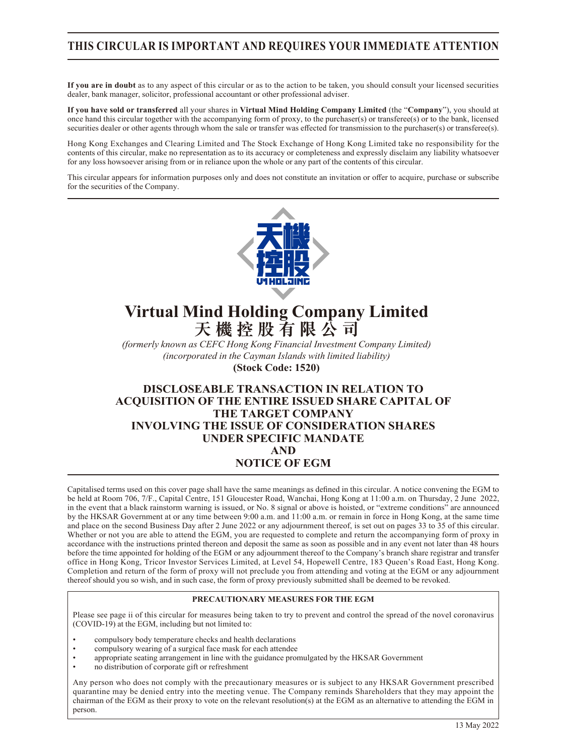# THIS CIRCULAR IS IMPORTANT AND REQUIRES YOUR IMMEDIATE ATTENTION

**If you are in doubt** as to any aspect of this circular or as to the action to be taken, you should consult your licensed securities dealer, bank manager, solicitor, professional accountant or other professional adviser.

**If you have sold or transferred** all your shares in **Virtual Mind Holding Company Limited** (the "**Company**"), you should at once hand this circular together with the accompanying form of proxy, to the purchaser(s) or transferee(s) or to the bank, licensed securities dealer or other agents through whom the sale or transfer was effected for transmission to the purchaser(s) or transferee(s).

Hong Kong Exchanges and Clearing Limited and The Stock Exchange of Hong Kong Limited take no responsibility for the contents of this circular, make no representation as to its accuracy or completeness and expressly disclaim any liability whatsoever for any loss howsoever arising from or in reliance upon the whole or any part of the contents of this circular.

This circular appears for information purposes only and does not constitute an invitation or offer to acquire, purchase or subscribe for the securities of the Company.

# Virtual Mind Holding Company Limited
# 天機控股有限公司

*(formerly known as CEFC Hong Kong Financial Investment Company Limited)*
*(incorporated in the Cayman Islands with limited liability)*
**(Stock Code: 1520)**

## DISCLOSEABLE TRANSACTION IN RELATION TO ACQUISITION OF THE ENTIRE ISSUED SHARE CAPITAL OF THE TARGET COMPANY INVOLVING THE ISSUE OF CONSIDERATION SHARES UNDER SPECIFIC MANDATE AND NOTICE OF EGM

Capitalised terms used on this cover page shall have the same meanings as defined in this circular. A notice convening the EGM to be held at Room 706, 7/F., Capital Centre, 151 Gloucester Road, Wanchai, Hong Kong at 11:00 a.m. on Thursday, 2 June 2022, in the event that a black rainstorm warning is issued, or No. 8 signal or above is hoisted, or "extreme conditions" are announced by the HKSAR Government at or any time between 9:00 a.m. and 11:00 a.m. or remain in force in Hong Kong, at the same time and place on the second Business Day after 2 June 2022 or any adjournment thereof, is set out on pages 33 to 35 of this circular. Whether or not you are able to attend the EGM, you are requested to complete and return the accompanying form of proxy in accordance with the instructions printed thereon and deposit the same as soon as possible and in any event not later than 48 hours before the time appointed for holding of the EGM or any adjournment thereof to the Company's branch share registrar and transfer office in Hong Kong, Tricor Investor Services Limited, at Level 54, Hopewell Centre, 183 Queen's Road East, Hong Kong. Completion and return of the form of proxy will not preclude you from attending and voting at the EGM or any adjournment thereof should you so wish, and in such case, the form of proxy previously submitted shall be deemed to be revoked.

**PRECAUTIONARY MEASURES FOR THE EGM**

Please see page ii of this circular for measures being taken to try to prevent and control the spread of the novel coronavirus (COVID-19) at the EGM, including but not limited to:

- compulsory body temperature checks and health declarations
- compulsory wearing of a surgical face mask for each attendee
- appropriate seating arrangement in line with the guidance promulgated by the HKSAR Government
- no distribution of corporate gift or refreshment

Any person who does not comply with the precautionary measures or is subject to any HKSAR Government prescribed quarantine may be denied entry into the meeting venue. The Company reminds Shareholders that they may appoint the chairman of the EGM as their proxy to vote on the relevant resolution(s) at the EGM as an alternative to attending the EGM in person.

13 May 2022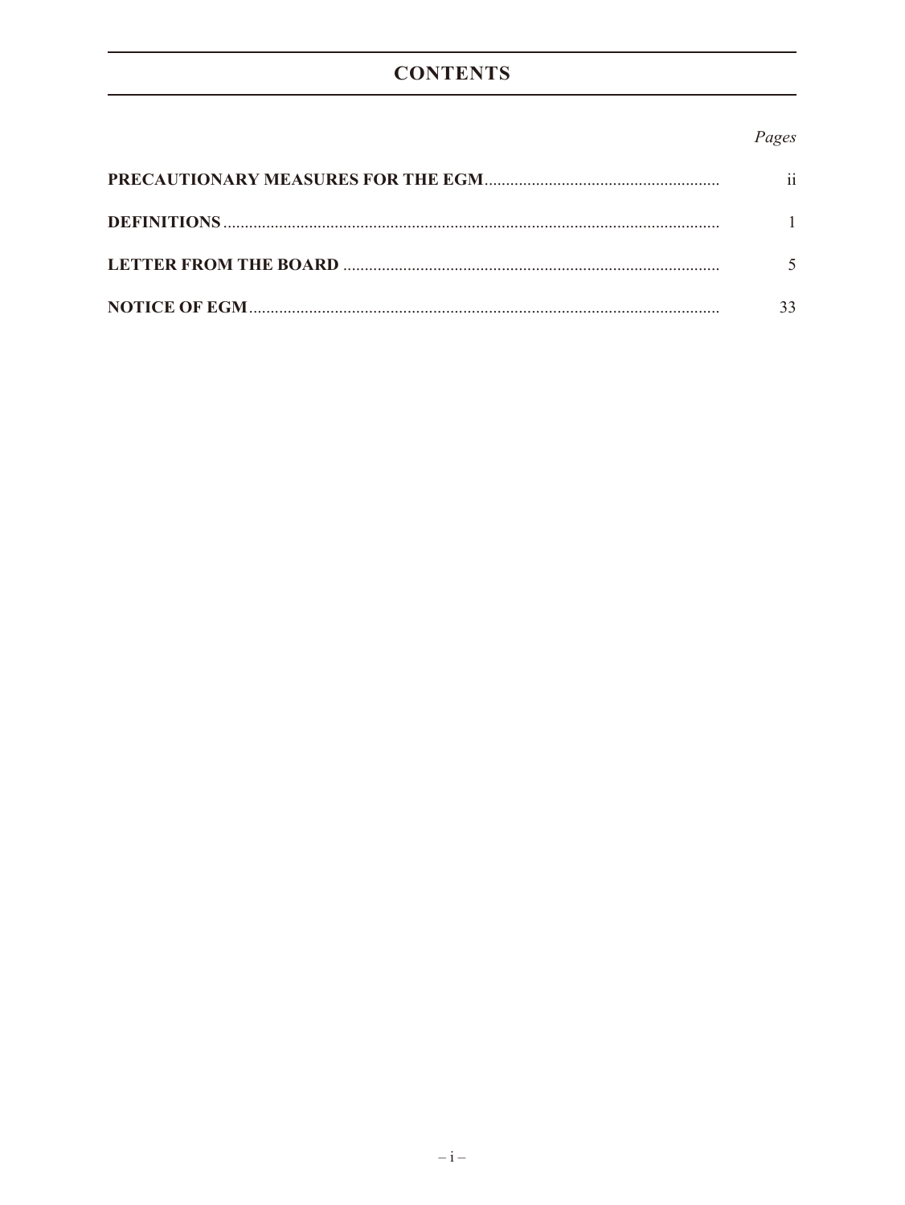# CONTENTS

| | Pages |
|---|---|
| **PRECAUTIONARY MEASURES FOR THE EGM** | ii |
| **DEFINITIONS** | 1 |
| **LETTER FROM THE BOARD** | 5 |
| **NOTICE OF EGM** | 33 |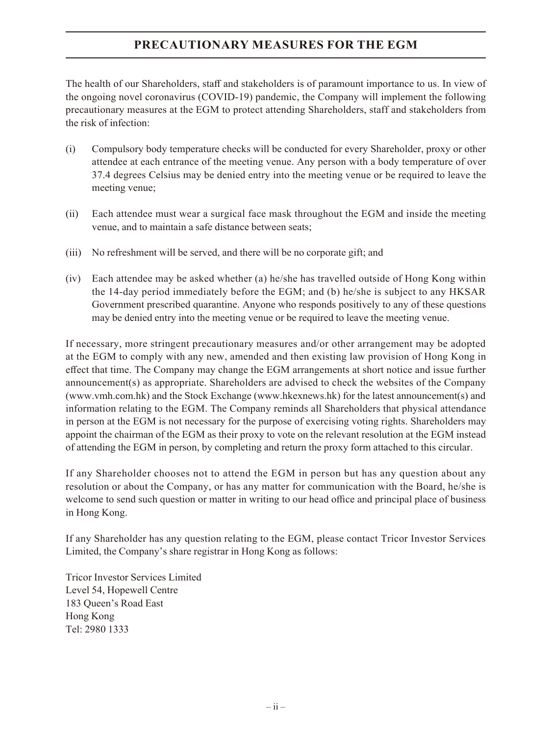# PRECAUTIONARY MEASURES FOR THE EGM

The health of our Shareholders, staff and stakeholders is of paramount importance to us. In view of the ongoing novel coronavirus (COVID-19) pandemic, the Company will implement the following precautionary measures at the EGM to protect attending Shareholders, staff and stakeholders from the risk of infection:

(i) Compulsory body temperature checks will be conducted for every Shareholder, proxy or other attendee at each entrance of the meeting venue. Any person with a body temperature of over 37.4 degrees Celsius may be denied entry into the meeting venue or be required to leave the meeting venue;

(ii) Each attendee must wear a surgical face mask throughout the EGM and inside the meeting venue, and to maintain a safe distance between seats;

(iii) No refreshment will be served, and there will be no corporate gift; and

(iv) Each attendee may be asked whether (a) he/she has travelled outside of Hong Kong within the 14-day period immediately before the EGM; and (b) he/she is subject to any HKSAR Government prescribed quarantine. Anyone who responds positively to any of these questions may be denied entry into the meeting venue or be required to leave the meeting venue.

If necessary, more stringent precautionary measures and/or other arrangement may be adopted at the EGM to comply with any new, amended and then existing law provision of Hong Kong in effect that time. The Company may change the EGM arrangements at short notice and issue further announcement(s) as appropriate. Shareholders are advised to check the websites of the Company (www.vmh.com.hk) and the Stock Exchange (www.hkexnews.hk) for the latest announcement(s) and information relating to the EGM. The Company reminds all Shareholders that physical attendance in person at the EGM is not necessary for the purpose of exercising voting rights. Shareholders may appoint the chairman of the EGM as their proxy to vote on the relevant resolution at the EGM instead of attending the EGM in person, by completing and return the proxy form attached to this circular.

If any Shareholder chooses not to attend the EGM in person but has any question about any resolution or about the Company, or has any matter for communication with the Board, he/she is welcome to send such question or matter in writing to our head office and principal place of business in Hong Kong.

If any Shareholder has any question relating to the EGM, please contact Tricor Investor Services Limited, the Company's share registrar in Hong Kong as follows:

Tricor Investor Services Limited
Level 54, Hopewell Centre
183 Queen's Road East
Hong Kong
Tel: 2980 1333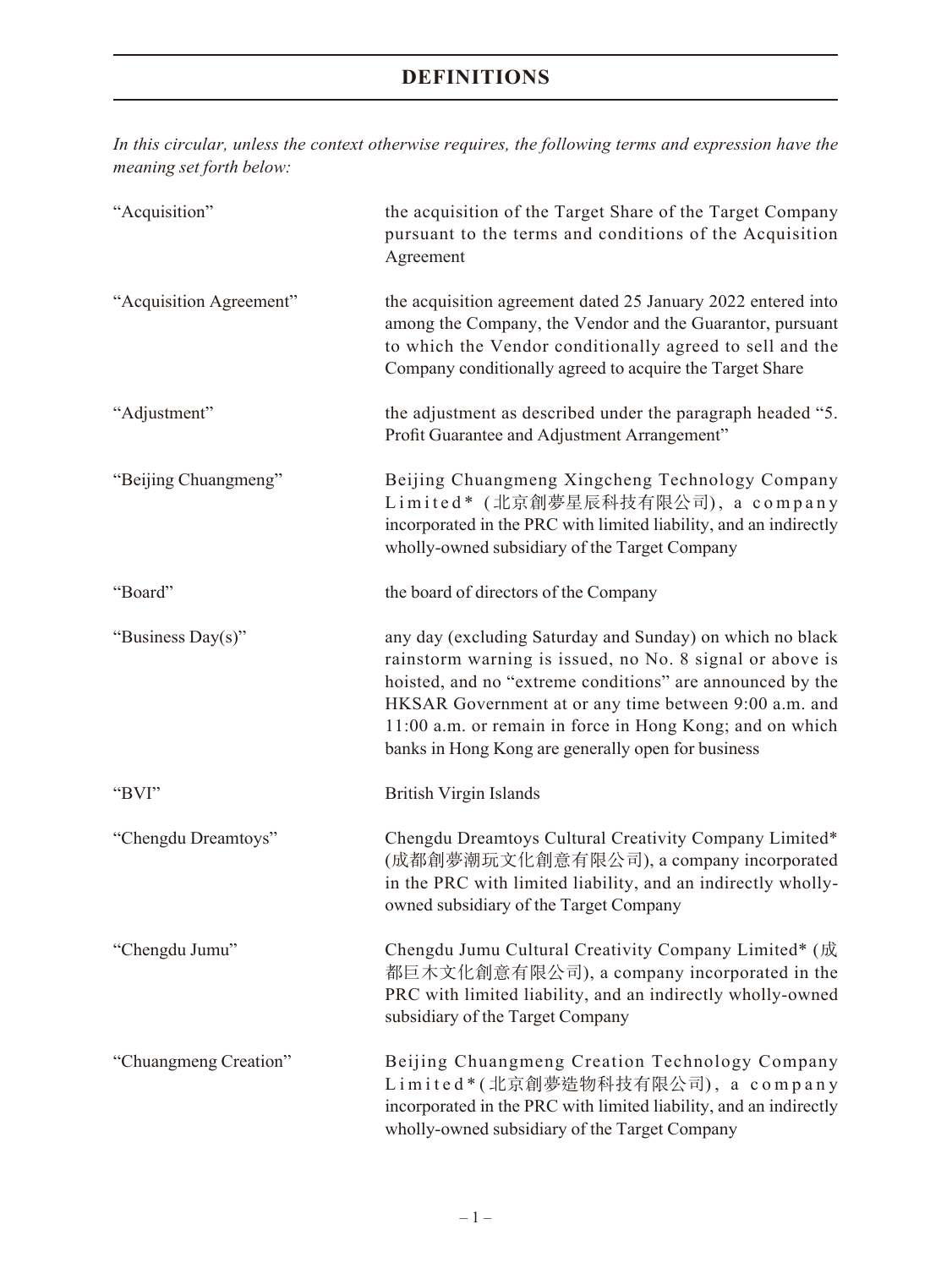# DEFINITIONS

*In this circular, unless the context otherwise requires, the following terms and expression have the meaning set forth below:*

| | |
|---|---|
| "Acquisition" | the acquisition of the Target Share of the Target Company pursuant to the terms and conditions of the Acquisition Agreement |
| "Acquisition Agreement" | the acquisition agreement dated 25 January 2022 entered into among the Company, the Vendor and the Guarantor, pursuant to which the Vendor conditionally agreed to sell and the Company conditionally agreed to acquire the Target Share |
| "Adjustment" | the adjustment as described under the paragraph headed "5. Profit Guarantee and Adjustment Arrangement" |
| "Beijing Chuangmeng" | Beijing Chuangmeng Xingcheng Technology Company Limited* (北京創夢星辰科技有限公司), a company incorporated in the PRC with limited liability, and an indirectly wholly-owned subsidiary of the Target Company |
| "Board" | the board of directors of the Company |
| "Business Day(s)" | any day (excluding Saturday and Sunday) on which no black rainstorm warning is issued, no No. 8 signal or above is hoisted, and no "extreme conditions" are announced by the HKSAR Government at or any time between 9:00 a.m. and 11:00 a.m. or remain in force in Hong Kong; and on which banks in Hong Kong are generally open for business |
| "BVI" | British Virgin Islands |
| "Chengdu Dreamtoys" | Chengdu Dreamtoys Cultural Creativity Company Limited* (成都創夢潮玩文化創意有限公司), a company incorporated in the PRC with limited liability, and an indirectly wholly-owned subsidiary of the Target Company |
| "Chengdu Jumu" | Chengdu Jumu Cultural Creativity Company Limited* (成都巨木文化創意有限公司), a company incorporated in the PRC with limited liability, and an indirectly wholly-owned subsidiary of the Target Company |
| "Chuangmeng Creation" | Beijing Chuangmeng Creation Technology Company Limited* (北京創夢造物科技有限公司), a company incorporated in the PRC with limited liability, and an indirectly wholly-owned subsidiary of the Target Company |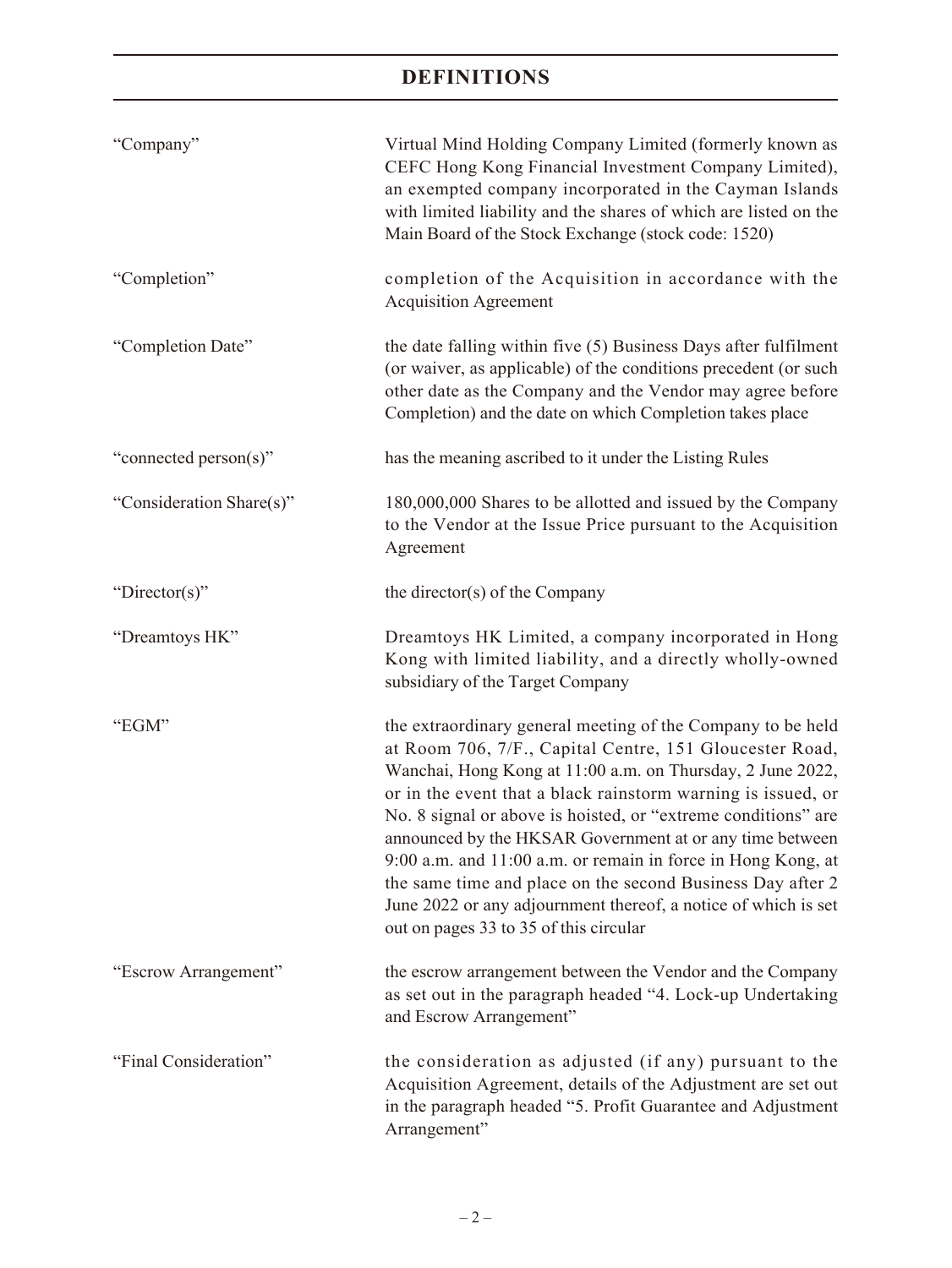# DEFINITIONS

| | |
|---|---|
| "Company" | Virtual Mind Holding Company Limited (formerly known as CEFC Hong Kong Financial Investment Company Limited), an exempted company incorporated in the Cayman Islands with limited liability and the shares of which are listed on the Main Board of the Stock Exchange (stock code: 1520) |
| "Completion" | completion of the Acquisition in accordance with the Acquisition Agreement |
| "Completion Date" | the date falling within five (5) Business Days after fulfilment (or waiver, as applicable) of the conditions precedent (or such other date as the Company and the Vendor may agree before Completion) and the date on which Completion takes place |
| "connected person(s)" | has the meaning ascribed to it under the Listing Rules |
| "Consideration Share(s)" | 180,000,000 Shares to be allotted and issued by the Company to the Vendor at the Issue Price pursuant to the Acquisition Agreement |
| "Director(s)" | the director(s) of the Company |
| "Dreamtoys HK" | Dreamtoys HK Limited, a company incorporated in Hong Kong with limited liability, and a directly wholly-owned subsidiary of the Target Company |
| "EGM" | the extraordinary general meeting of the Company to be held at Room 706, 7/F., Capital Centre, 151 Gloucester Road, Wanchai, Hong Kong at 11:00 a.m. on Thursday, 2 June 2022, or in the event that a black rainstorm warning is issued, or No. 8 signal or above is hoisted, or "extreme conditions" are announced by the HKSAR Government at or any time between 9:00 a.m. and 11:00 a.m. or remain in force in Hong Kong, at the same time and place on the second Business Day after 2 June 2022 or any adjournment thereof, a notice of which is set out on pages 33 to 35 of this circular |
| "Escrow Arrangement" | the escrow arrangement between the Vendor and the Company as set out in the paragraph headed "4. Lock-up Undertaking and Escrow Arrangement" |
| "Final Consideration" | the consideration as adjusted (if any) pursuant to the Acquisition Agreement, details of the Adjustment are set out in the paragraph headed "5. Profit Guarantee and Adjustment Arrangement" |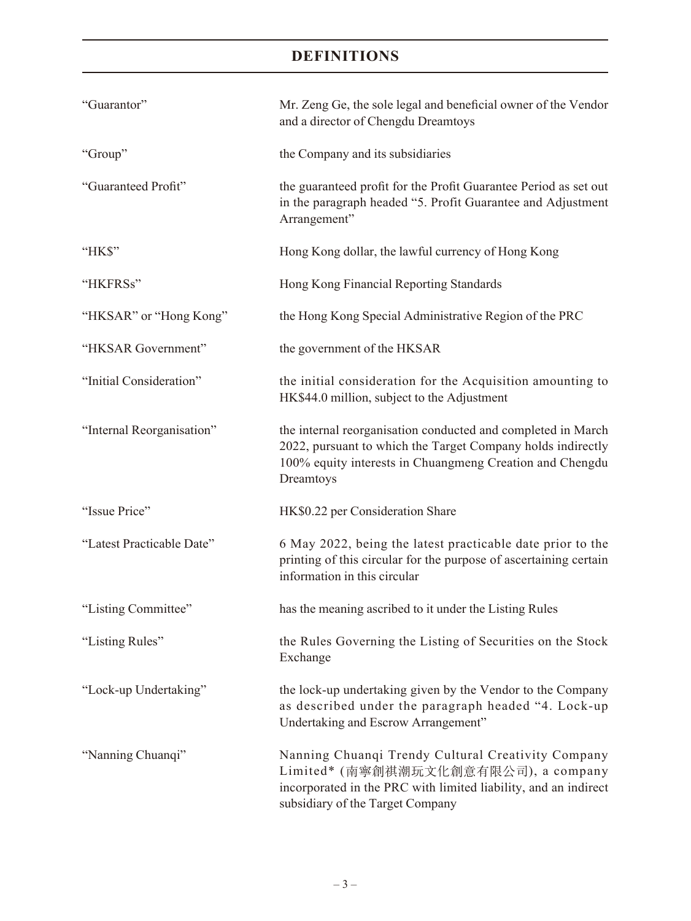# DEFINITIONS

| | |
|---|---|
| "Guarantor" | Mr. Zeng Ge, the sole legal and beneficial owner of the Vendor and a director of Chengdu Dreamtoys |
| "Group" | the Company and its subsidiaries |
| "Guaranteed Profit" | the guaranteed profit for the Profit Guarantee Period as set out in the paragraph headed "5. Profit Guarantee and Adjustment Arrangement" |
| "HK$" | Hong Kong dollar, the lawful currency of Hong Kong |
| "HKFRSs" | Hong Kong Financial Reporting Standards |
| "HKSAR" or "Hong Kong" | the Hong Kong Special Administrative Region of the PRC |
| "HKSAR Government" | the government of the HKSAR |
| "Initial Consideration" | the initial consideration for the Acquisition amounting to HK$44.0 million, subject to the Adjustment |
| "Internal Reorganisation" | the internal reorganisation conducted and completed in March 2022, pursuant to which the Target Company holds indirectly 100% equity interests in Chuangmeng Creation and Chengdu Dreamtoys |
| "Issue Price" | HK$0.22 per Consideration Share |
| "Latest Practicable Date" | 6 May 2022, being the latest practicable date prior to the printing of this circular for the purpose of ascertaining certain information in this circular |
| "Listing Committee" | has the meaning ascribed to it under the Listing Rules |
| "Listing Rules" | the Rules Governing the Listing of Securities on the Stock Exchange |
| "Lock-up Undertaking" | the lock-up undertaking given by the Vendor to the Company as described under the paragraph headed "4. Lock-up Undertaking and Escrow Arrangement" |
| "Nanning Chuanqi" | Nanning Chuanqi Trendy Cultural Creativity Company Limited* (南寧創祺潮玩文化創意有限公司), a company incorporated in the PRC with limited liability, and an indirect subsidiary of the Target Company |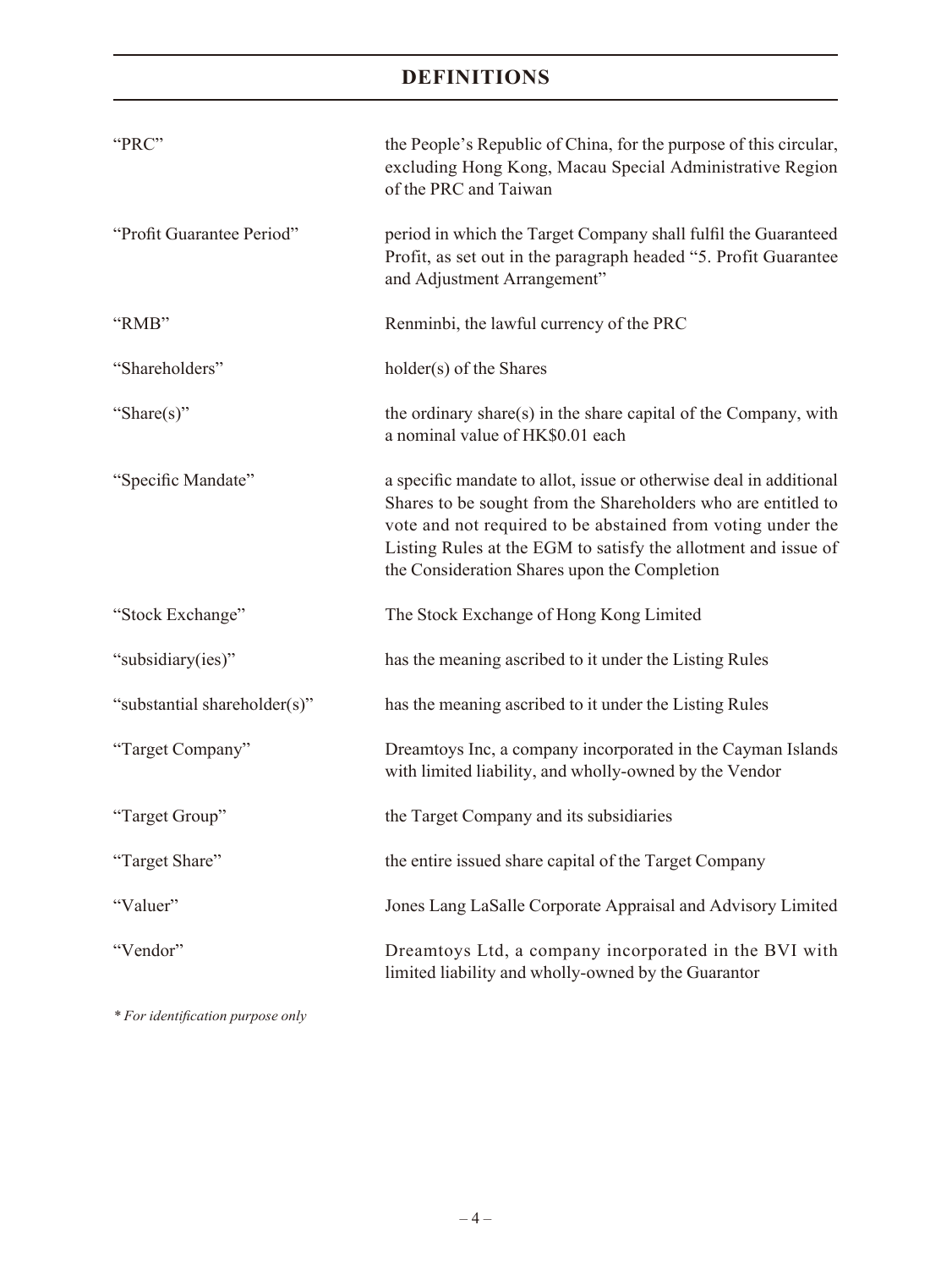# DEFINITIONS

| | |
|---|---|
| "PRC" | the People's Republic of China, for the purpose of this circular, excluding Hong Kong, Macau Special Administrative Region of the PRC and Taiwan |
| "Profit Guarantee Period" | period in which the Target Company shall fulfil the Guaranteed Profit, as set out in the paragraph headed "5. Profit Guarantee and Adjustment Arrangement" |
| "RMB" | Renminbi, the lawful currency of the PRC |
| "Shareholders" | holder(s) of the Shares |
| "Share(s)" | the ordinary share(s) in the share capital of the Company, with a nominal value of HK$0.01 each |
| "Specific Mandate" | a specific mandate to allot, issue or otherwise deal in additional Shares to be sought from the Shareholders who are entitled to vote and not required to be abstained from voting under the Listing Rules at the EGM to satisfy the allotment and issue of the Consideration Shares upon the Completion |
| "Stock Exchange" | The Stock Exchange of Hong Kong Limited |
| "subsidiary(ies)" | has the meaning ascribed to it under the Listing Rules |
| "substantial shareholder(s)" | has the meaning ascribed to it under the Listing Rules |
| "Target Company" | Dreamtoys Inc, a company incorporated in the Cayman Islands with limited liability, and wholly-owned by the Vendor |
| "Target Group" | the Target Company and its subsidiaries |
| "Target Share" | the entire issued share capital of the Target Company |
| "Valuer" | Jones Lang LaSalle Corporate Appraisal and Advisory Limited |
| "Vendor" | Dreamtoys Ltd, a company incorporated in the BVI with limited liability and wholly-owned by the Guarantor |

*\* For identification purpose only*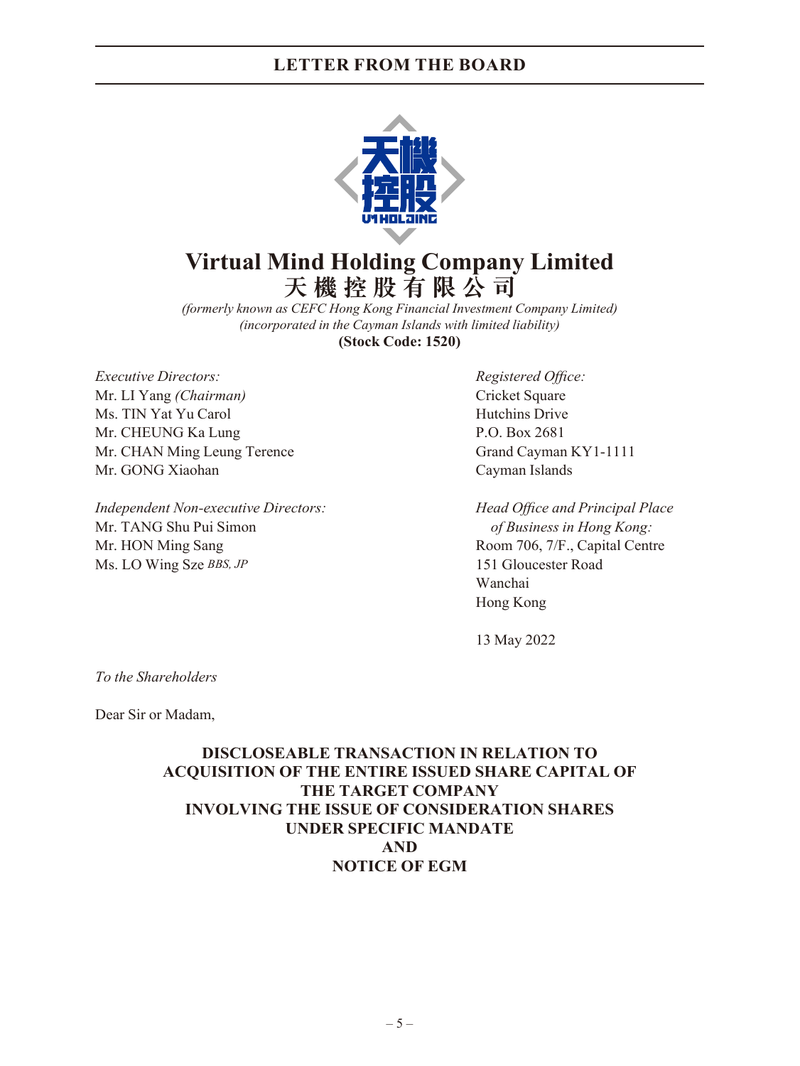# Virtual Mind Holding Company Limited
# 天機控股有限公司

*(formerly known as CEFC Hong Kong Financial Investment Company Limited)*
*(incorporated in the Cayman Islands with limited liability)*
**(Stock Code: 1520)**

*Executive Directors:*
Mr. LI Yang *(Chairman)*
Ms. TIN Yat Yu Carol
Mr. CHEUNG Ka Lung
Mr. CHAN Ming Leung Terence
Mr. GONG Xiaohan

*Independent Non-executive Directors:*
Mr. TANG Shu Pui Simon
Mr. HON Ming Sang
Ms. LO Wing Sze *BBS, JP*

*Registered Office:*
Cricket Square
Hutchins Drive
P.O. Box 2681
Grand Cayman KY1-1111
Cayman Islands

*Head Office and Principal Place of Business in Hong Kong:*
Room 706, 7/F., Capital Centre
151 Gloucester Road
Wanchai
Hong Kong

13 May 2022

*To the Shareholders*

Dear Sir or Madam,

**DISCLOSEABLE TRANSACTION IN RELATION TO ACQUISITION OF THE ENTIRE ISSUED SHARE CAPITAL OF THE TARGET COMPANY INVOLVING THE ISSUE OF CONSIDERATION SHARES UNDER SPECIFIC MANDATE AND NOTICE OF EGM**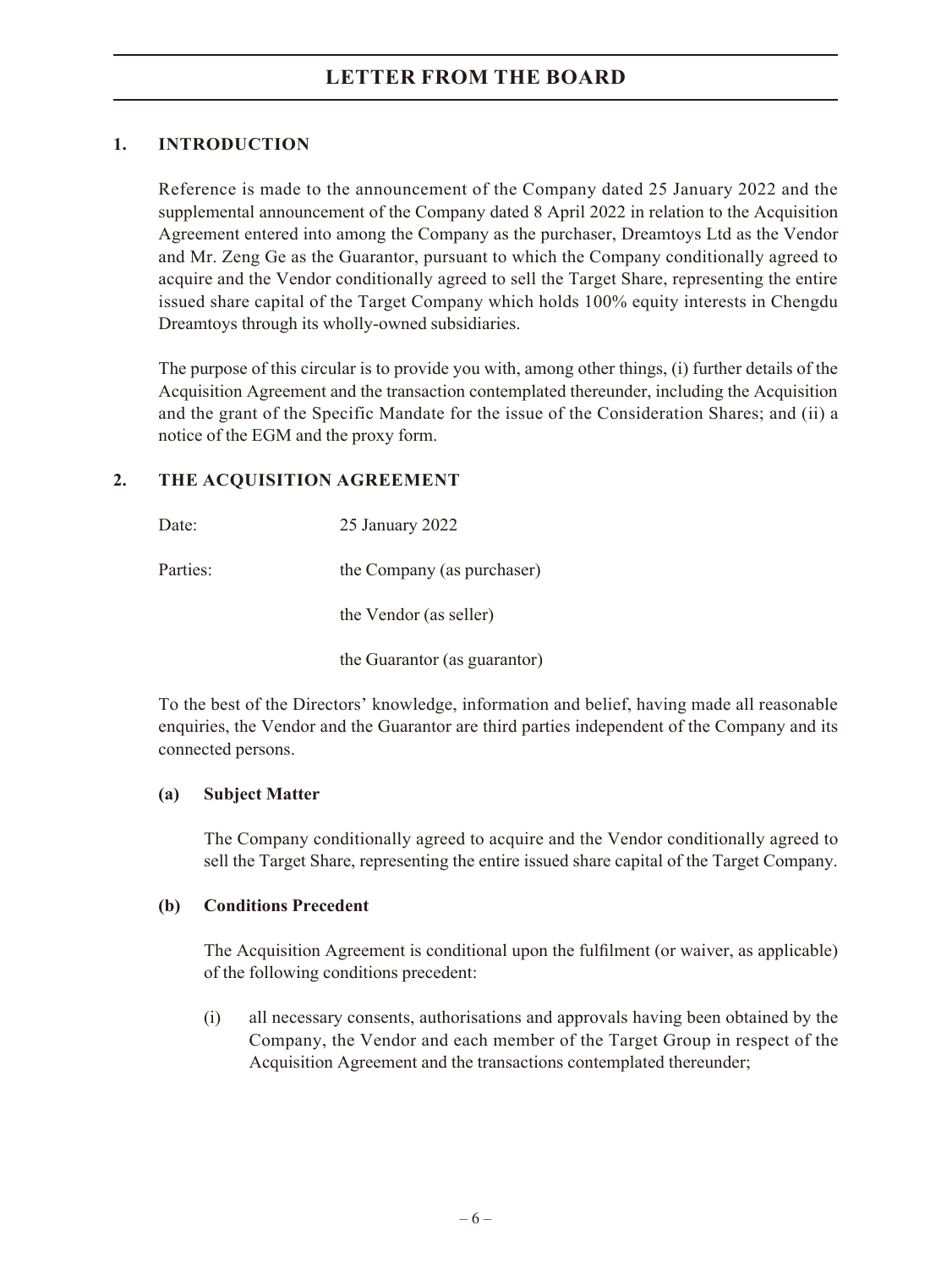# LETTER FROM THE BOARD

## 1. INTRODUCTION

Reference is made to the announcement of the Company dated 25 January 2022 and the supplemental announcement of the Company dated 8 April 2022 in relation to the Acquisition Agreement entered into among the Company as the purchaser, Dreamtoys Ltd as the Vendor and Mr. Zeng Ge as the Guarantor, pursuant to which the Company conditionally agreed to acquire and the Vendor conditionally agreed to sell the Target Share, representing the entire issued share capital of the Target Company which holds 100% equity interests in Chengdu Dreamtoys through its wholly-owned subsidiaries.

The purpose of this circular is to provide you with, among other things, (i) further details of the Acquisition Agreement and the transaction contemplated thereunder, including the Acquisition and the grant of the Specific Mandate for the issue of the Consideration Shares; and (ii) a notice of the EGM and the proxy form.

## 2. THE ACQUISITION AGREEMENT

Date: 25 January 2022

Parties: the Company (as purchaser)

the Vendor (as seller)

the Guarantor (as guarantor)

To the best of the Directors' knowledge, information and belief, having made all reasonable enquiries, the Vendor and the Guarantor are third parties independent of the Company and its connected persons.

### (a) Subject Matter

The Company conditionally agreed to acquire and the Vendor conditionally agreed to sell the Target Share, representing the entire issued share capital of the Target Company.

### (b) Conditions Precedent

The Acquisition Agreement is conditional upon the fulfilment (or waiver, as applicable) of the following conditions precedent:

(i) all necessary consents, authorisations and approvals having been obtained by the Company, the Vendor and each member of the Target Group in respect of the Acquisition Agreement and the transactions contemplated thereunder;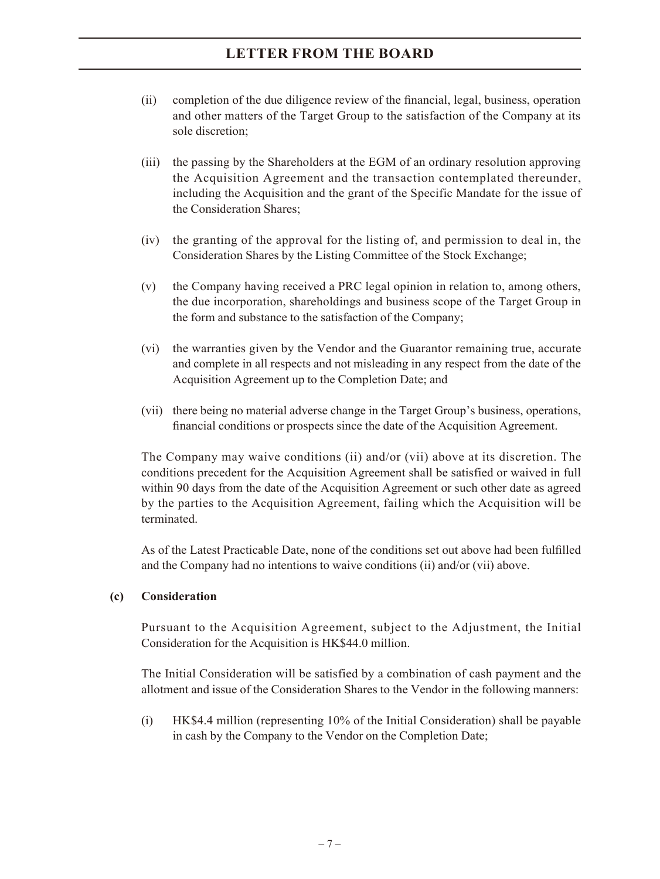(ii) completion of the due diligence review of the financial, legal, business, operation and other matters of the Target Group to the satisfaction of the Company at its sole discretion;

(iii) the passing by the Shareholders at the EGM of an ordinary resolution approving the Acquisition Agreement and the transaction contemplated thereunder, including the Acquisition and the grant of the Specific Mandate for the issue of the Consideration Shares;

(iv) the granting of the approval for the listing of, and permission to deal in, the Consideration Shares by the Listing Committee of the Stock Exchange;

(v) the Company having received a PRC legal opinion in relation to, among others, the due incorporation, shareholdings and business scope of the Target Group in the form and substance to the satisfaction of the Company;

(vi) the warranties given by the Vendor and the Guarantor remaining true, accurate and complete in all respects and not misleading in any respect from the date of the Acquisition Agreement up to the Completion Date; and

(vii) there being no material adverse change in the Target Group's business, operations, financial conditions or prospects since the date of the Acquisition Agreement.

The Company may waive conditions (ii) and/or (vii) above at its discretion. The conditions precedent for the Acquisition Agreement shall be satisfied or waived in full within 90 days from the date of the Acquisition Agreement or such other date as agreed by the parties to the Acquisition Agreement, failing which the Acquisition will be terminated.

As of the Latest Practicable Date, none of the conditions set out above had been fulfilled and the Company had no intentions to waive conditions (ii) and/or (vii) above.

**(c) Consideration**

Pursuant to the Acquisition Agreement, subject to the Adjustment, the Initial Consideration for the Acquisition is HK$44.0 million.

The Initial Consideration will be satisfied by a combination of cash payment and the allotment and issue of the Consideration Shares to the Vendor in the following manners:

(i) HK$4.4 million (representing 10% of the Initial Consideration) shall be payable in cash by the Company to the Vendor on the Completion Date;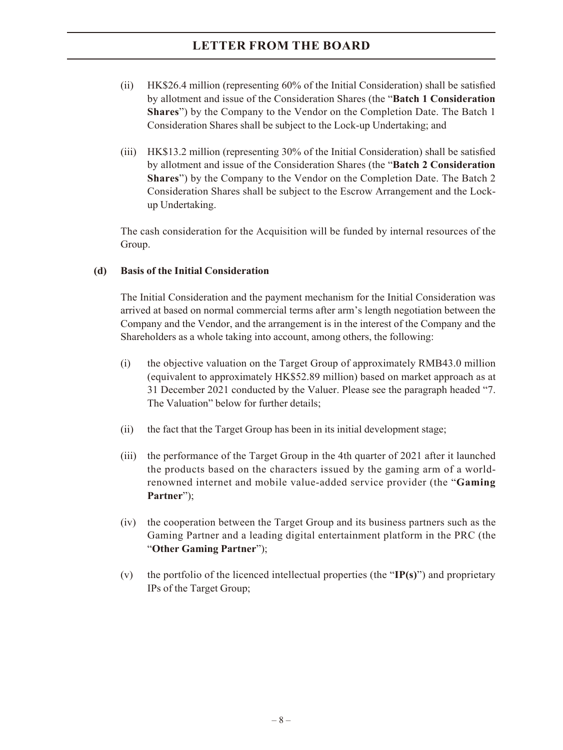(ii) HK$26.4 million (representing 60% of the Initial Consideration) shall be satisfied by allotment and issue of the Consideration Shares (the "**Batch 1 Consideration Shares**") by the Company to the Vendor on the Completion Date. The Batch 1 Consideration Shares shall be subject to the Lock-up Undertaking; and

(iii) HK$13.2 million (representing 30% of the Initial Consideration) shall be satisfied by allotment and issue of the Consideration Shares (the "**Batch 2 Consideration Shares**") by the Company to the Vendor on the Completion Date. The Batch 2 Consideration Shares shall be subject to the Escrow Arrangement and the Lock-up Undertaking.

The cash consideration for the Acquisition will be funded by internal resources of the Group.

**(d) Basis of the Initial Consideration**

The Initial Consideration and the payment mechanism for the Initial Consideration was arrived at based on normal commercial terms after arm's length negotiation between the Company and the Vendor, and the arrangement is in the interest of the Company and the Shareholders as a whole taking into account, among others, the following:

(i) the objective valuation on the Target Group of approximately RMB43.0 million (equivalent to approximately HK$52.89 million) based on market approach as at 31 December 2021 conducted by the Valuer. Please see the paragraph headed "7. The Valuation" below for further details;

(ii) the fact that the Target Group has been in its initial development stage;

(iii) the performance of the Target Group in the 4th quarter of 2021 after it launched the products based on the characters issued by the gaming arm of a world-renowned internet and mobile value-added service provider (the "**Gaming Partner**");

(iv) the cooperation between the Target Group and its business partners such as the Gaming Partner and a leading digital entertainment platform in the PRC (the "**Other Gaming Partner**");

(v) the portfolio of the licenced intellectual properties (the "**IP(s)**") and proprietary IPs of the Target Group;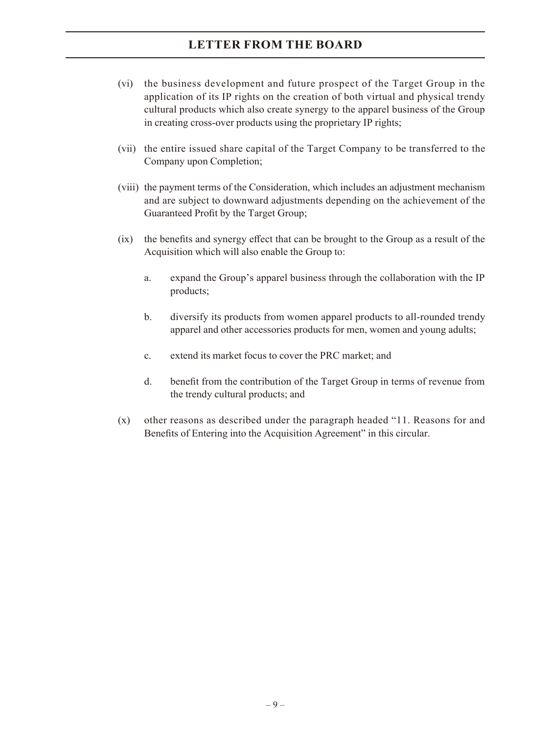(vi) the business development and future prospect of the Target Group in the application of its IP rights on the creation of both virtual and physical trendy cultural products which also create synergy to the apparel business of the Group in creating cross-over products using the proprietary IP rights;

(vii) the entire issued share capital of the Target Company to be transferred to the Company upon Completion;

(viii) the payment terms of the Consideration, which includes an adjustment mechanism and are subject to downward adjustments depending on the achievement of the Guaranteed Profit by the Target Group;

(ix) the benefits and synergy effect that can be brought to the Group as a result of the Acquisition which will also enable the Group to:

   a. expand the Group's apparel business through the collaboration with the IP products;

   b. diversify its products from women apparel products to all-rounded trendy apparel and other accessories products for men, women and young adults;

   c. extend its market focus to cover the PRC market; and

   d. benefit from the contribution of the Target Group in terms of revenue from the trendy cultural products; and

(x) other reasons as described under the paragraph headed "11. Reasons for and Benefits of Entering into the Acquisition Agreement" in this circular.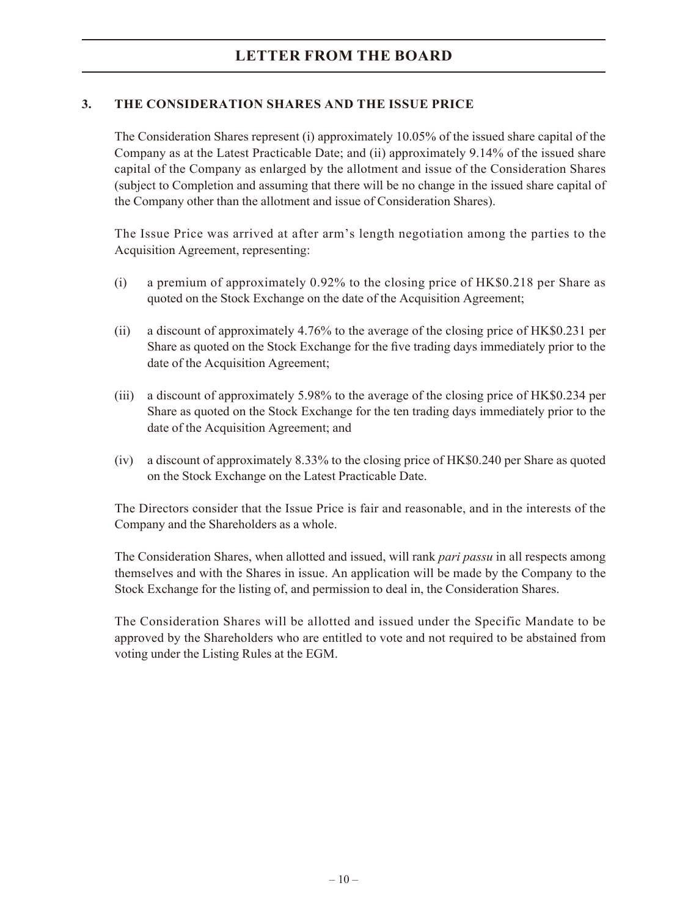### 3. THE CONSIDERATION SHARES AND THE ISSUE PRICE

The Consideration Shares represent (i) approximately 10.05% of the issued share capital of the Company as at the Latest Practicable Date; and (ii) approximately 9.14% of the issued share capital of the Company as enlarged by the allotment and issue of the Consideration Shares (subject to Completion and assuming that there will be no change in the issued share capital of the Company other than the allotment and issue of Consideration Shares).

The Issue Price was arrived at after arm's length negotiation among the parties to the Acquisition Agreement, representing:

(i) a premium of approximately 0.92% to the closing price of HK$0.218 per Share as quoted on the Stock Exchange on the date of the Acquisition Agreement;

(ii) a discount of approximately 4.76% to the average of the closing price of HK$0.231 per Share as quoted on the Stock Exchange for the five trading days immediately prior to the date of the Acquisition Agreement;

(iii) a discount of approximately 5.98% to the average of the closing price of HK$0.234 per Share as quoted on the Stock Exchange for the ten trading days immediately prior to the date of the Acquisition Agreement; and

(iv) a discount of approximately 8.33% to the closing price of HK$0.240 per Share as quoted on the Stock Exchange on the Latest Practicable Date.

The Directors consider that the Issue Price is fair and reasonable, and in the interests of the Company and the Shareholders as a whole.

The Consideration Shares, when allotted and issued, will rank *pari passu* in all respects among themselves and with the Shares in issue. An application will be made by the Company to the Stock Exchange for the listing of, and permission to deal in, the Consideration Shares.

The Consideration Shares will be allotted and issued under the Specific Mandate to be approved by the Shareholders who are entitled to vote and not required to be abstained from voting under the Listing Rules at the EGM.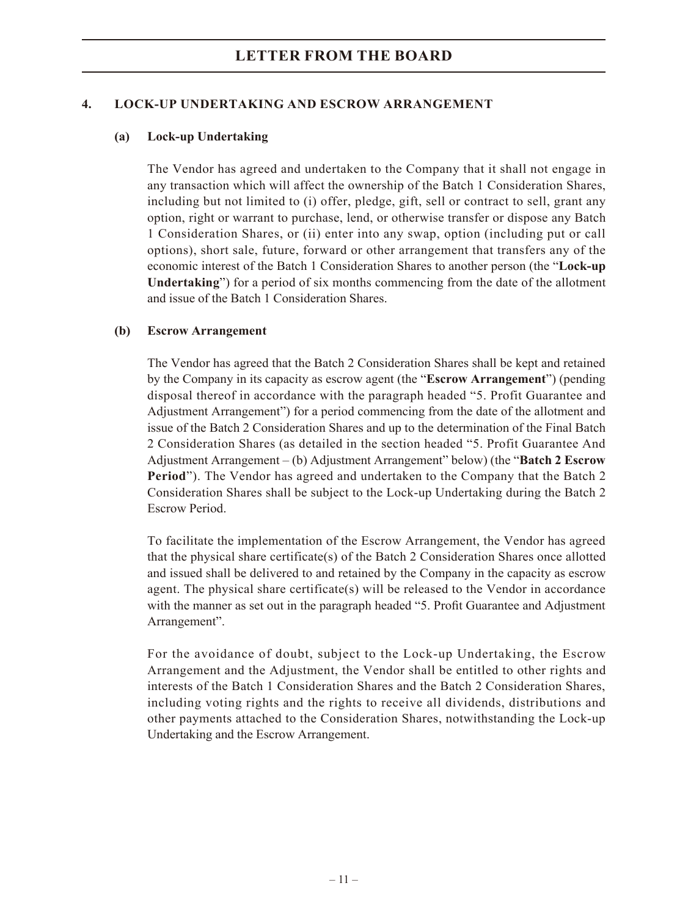## 4. LOCK-UP UNDERTAKING AND ESCROW ARRANGEMENT

### (a) Lock-up Undertaking

The Vendor has agreed and undertaken to the Company that it shall not engage in any transaction which will affect the ownership of the Batch 1 Consideration Shares, including but not limited to (i) offer, pledge, gift, sell or contract to sell, grant any option, right or warrant to purchase, lend, or otherwise transfer or dispose any Batch 1 Consideration Shares, or (ii) enter into any swap, option (including put or call options), short sale, future, forward or other arrangement that transfers any of the economic interest of the Batch 1 Consideration Shares to another person (the "**Lock-up Undertaking**") for a period of six months commencing from the date of the allotment and issue of the Batch 1 Consideration Shares.

### (b) Escrow Arrangement

The Vendor has agreed that the Batch 2 Consideration Shares shall be kept and retained by the Company in its capacity as escrow agent (the "**Escrow Arrangement**") (pending disposal thereof in accordance with the paragraph headed "5. Profit Guarantee and Adjustment Arrangement") for a period commencing from the date of the allotment and issue of the Batch 2 Consideration Shares and up to the determination of the Final Batch 2 Consideration Shares (as detailed in the section headed "5. Profit Guarantee And Adjustment Arrangement – (b) Adjustment Arrangement" below) (the "**Batch 2 Escrow Period**"). The Vendor has agreed and undertaken to the Company that the Batch 2 Consideration Shares shall be subject to the Lock-up Undertaking during the Batch 2 Escrow Period.

To facilitate the implementation of the Escrow Arrangement, the Vendor has agreed that the physical share certificate(s) of the Batch 2 Consideration Shares once allotted and issued shall be delivered to and retained by the Company in the capacity as escrow agent. The physical share certificate(s) will be released to the Vendor in accordance with the manner as set out in the paragraph headed "5. Profit Guarantee and Adjustment Arrangement".

For the avoidance of doubt, subject to the Lock-up Undertaking, the Escrow Arrangement and the Adjustment, the Vendor shall be entitled to other rights and interests of the Batch 1 Consideration Shares and the Batch 2 Consideration Shares, including voting rights and the rights to receive all dividends, distributions and other payments attached to the Consideration Shares, notwithstanding the Lock-up Undertaking and the Escrow Arrangement.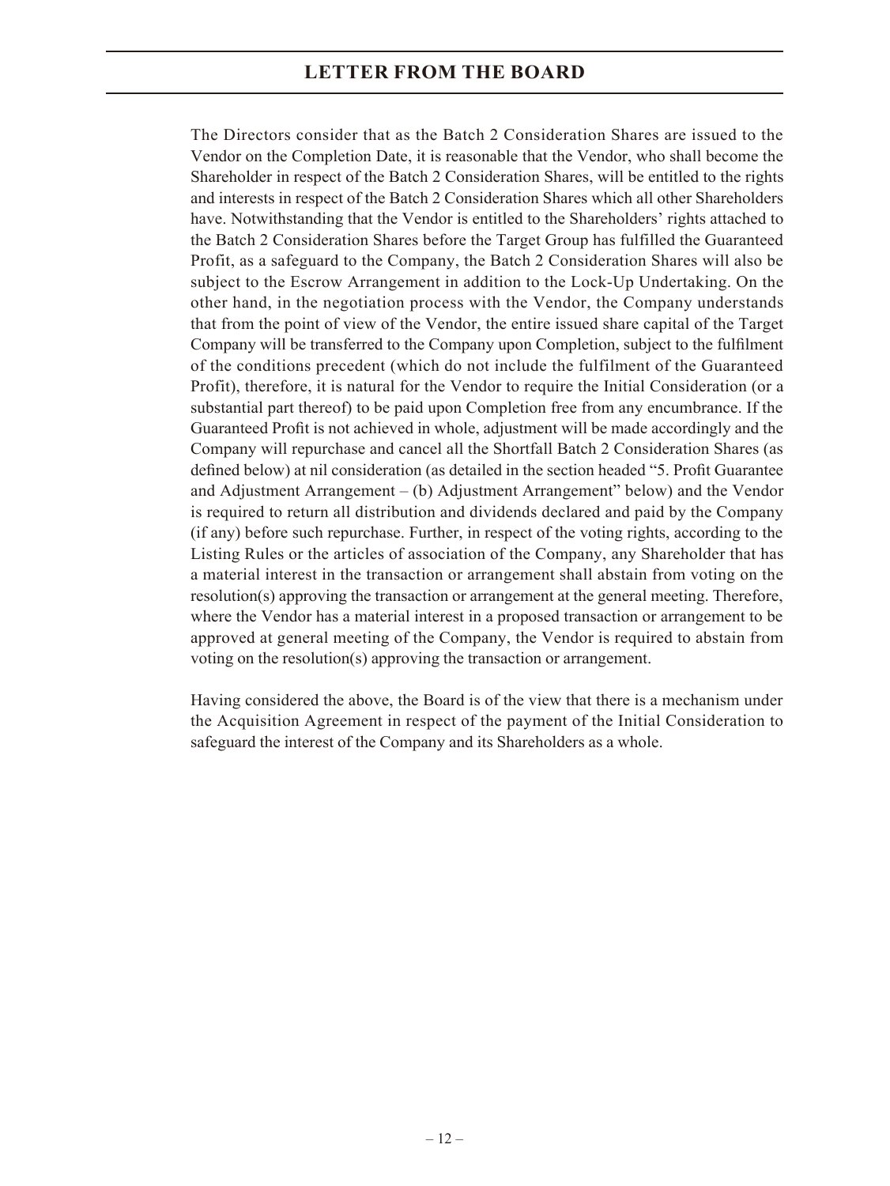The Directors consider that as the Batch 2 Consideration Shares are issued to the Vendor on the Completion Date, it is reasonable that the Vendor, who shall become the Shareholder in respect of the Batch 2 Consideration Shares, will be entitled to the rights and interests in respect of the Batch 2 Consideration Shares which all other Shareholders have. Notwithstanding that the Vendor is entitled to the Shareholders' rights attached to the Batch 2 Consideration Shares before the Target Group has fulfilled the Guaranteed Profit, as a safeguard to the Company, the Batch 2 Consideration Shares will also be subject to the Escrow Arrangement in addition to the Lock-Up Undertaking. On the other hand, in the negotiation process with the Vendor, the Company understands that from the point of view of the Vendor, the entire issued share capital of the Target Company will be transferred to the Company upon Completion, subject to the fulfilment of the conditions precedent (which do not include the fulfilment of the Guaranteed Profit), therefore, it is natural for the Vendor to require the Initial Consideration (or a substantial part thereof) to be paid upon Completion free from any encumbrance. If the Guaranteed Profit is not achieved in whole, adjustment will be made accordingly and the Company will repurchase and cancel all the Shortfall Batch 2 Consideration Shares (as defined below) at nil consideration (as detailed in the section headed "5. Profit Guarantee and Adjustment Arrangement – (b) Adjustment Arrangement" below) and the Vendor is required to return all distribution and dividends declared and paid by the Company (if any) before such repurchase. Further, in respect of the voting rights, according to the Listing Rules or the articles of association of the Company, any Shareholder that has a material interest in the transaction or arrangement shall abstain from voting on the resolution(s) approving the transaction or arrangement at the general meeting. Therefore, where the Vendor has a material interest in a proposed transaction or arrangement to be approved at general meeting of the Company, the Vendor is required to abstain from voting on the resolution(s) approving the transaction or arrangement.

Having considered the above, the Board is of the view that there is a mechanism under the Acquisition Agreement in respect of the payment of the Initial Consideration to safeguard the interest of the Company and its Shareholders as a whole.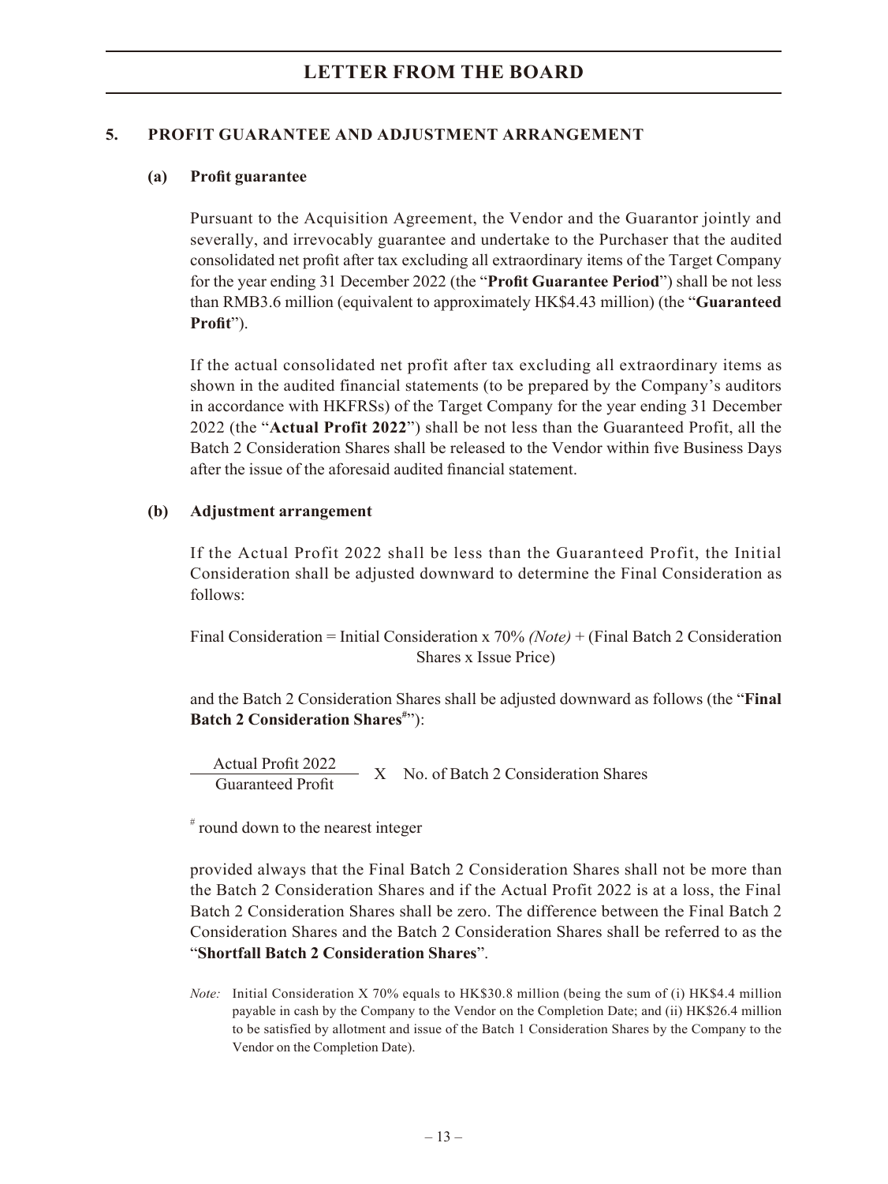## 5. PROFIT GUARANTEE AND ADJUSTMENT ARRANGEMENT

### (a) Profit guarantee

Pursuant to the Acquisition Agreement, the Vendor and the Guarantor jointly and severally, and irrevocably guarantee and undertake to the Purchaser that the audited consolidated net profit after tax excluding all extraordinary items of the Target Company for the year ending 31 December 2022 (the "**Profit Guarantee Period**") shall be not less than RMB3.6 million (equivalent to approximately HK$4.43 million) (the "**Guaranteed Profit**").

If the actual consolidated net profit after tax excluding all extraordinary items as shown in the audited financial statements (to be prepared by the Company's auditors in accordance with HKFRSs) of the Target Company for the year ending 31 December 2022 (the "**Actual Profit 2022**") shall be not less than the Guaranteed Profit, all the Batch 2 Consideration Shares shall be released to the Vendor within five Business Days after the issue of the aforesaid audited financial statement.

### (b) Adjustment arrangement

If the Actual Profit 2022 shall be less than the Guaranteed Profit, the Initial Consideration shall be adjusted downward to determine the Final Consideration as follows:

Final Consideration = Initial Consideration x 70% *(Note)* + (Final Batch 2 Consideration Shares x Issue Price)

and the Batch 2 Consideration Shares shall be adjusted downward as follows (the "**Final Batch 2 Consideration Shares**[#]"):

$$\frac{\text{Actual Profit 2022}}{\text{Guaranteed Profit}} \times \text{No. of Batch 2 Consideration Shares}$$

[#] round down to the nearest integer

provided always that the Final Batch 2 Consideration Shares shall not be more than the Batch 2 Consideration Shares and if the Actual Profit 2022 is at a loss, the Final Batch 2 Consideration Shares shall be zero. The difference between the Final Batch 2 Consideration Shares and the Batch 2 Consideration Shares shall be referred to as the "**Shortfall Batch 2 Consideration Shares**".

*Note:* Initial Consideration X 70% equals to HK$30.8 million (being the sum of (i) HK$4.4 million payable in cash by the Company to the Vendor on the Completion Date; and (ii) HK$26.4 million to be satisfied by allotment and issue of the Batch 1 Consideration Shares by the Company to the Vendor on the Completion Date).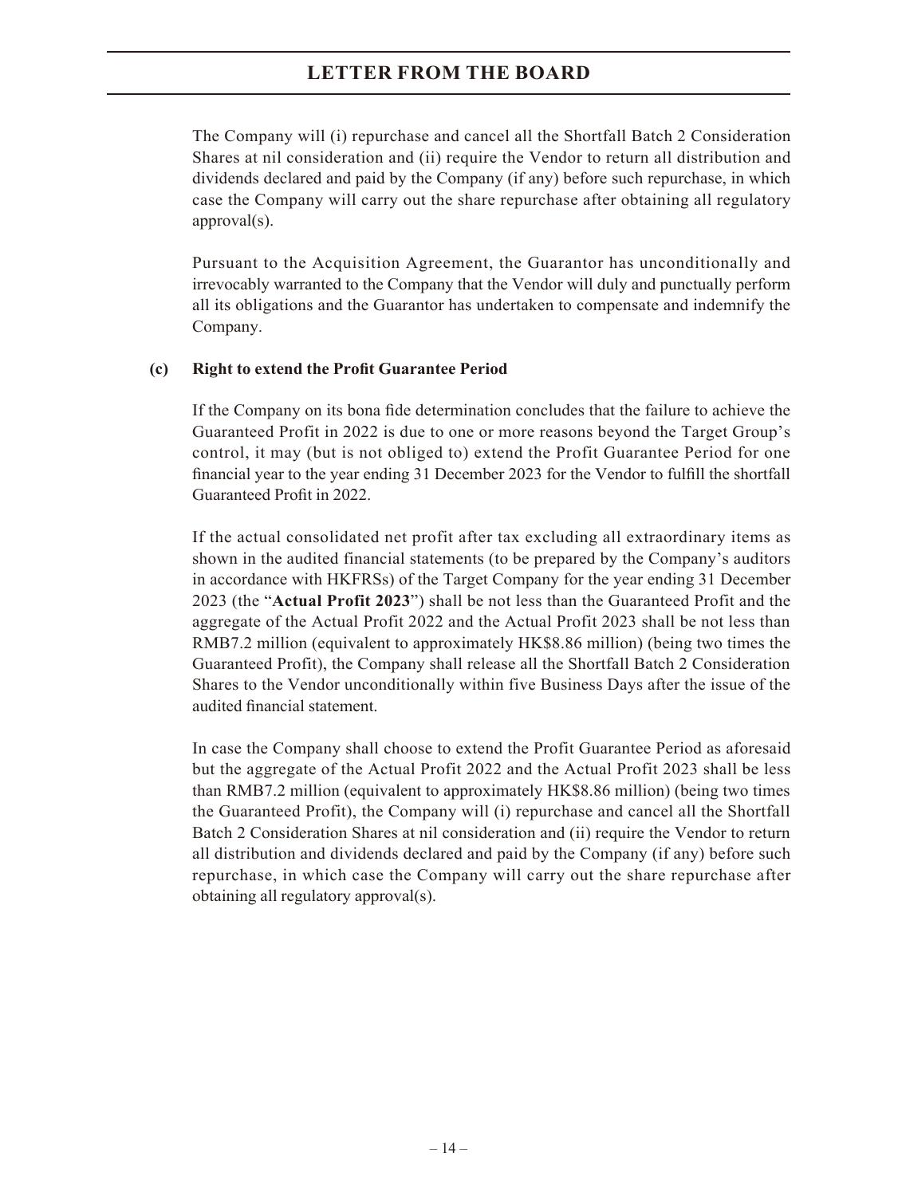The Company will (i) repurchase and cancel all the Shortfall Batch 2 Consideration Shares at nil consideration and (ii) require the Vendor to return all distribution and dividends declared and paid by the Company (if any) before such repurchase, in which case the Company will carry out the share repurchase after obtaining all regulatory approval(s).

Pursuant to the Acquisition Agreement, the Guarantor has unconditionally and irrevocably warranted to the Company that the Vendor will duly and punctually perform all its obligations and the Guarantor has undertaken to compensate and indemnify the Company.

**(c) Right to extend the Profit Guarantee Period**

If the Company on its bona fide determination concludes that the failure to achieve the Guaranteed Profit in 2022 is due to one or more reasons beyond the Target Group's control, it may (but is not obliged to) extend the Profit Guarantee Period for one financial year to the year ending 31 December 2023 for the Vendor to fulfill the shortfall Guaranteed Profit in 2022.

If the actual consolidated net profit after tax excluding all extraordinary items as shown in the audited financial statements (to be prepared by the Company's auditors in accordance with HKFRSs) of the Target Company for the year ending 31 December 2023 (the "**Actual Profit 2023**") shall be not less than the Guaranteed Profit and the aggregate of the Actual Profit 2022 and the Actual Profit 2023 shall be not less than RMB7.2 million (equivalent to approximately HK$8.86 million) (being two times the Guaranteed Profit), the Company shall release all the Shortfall Batch 2 Consideration Shares to the Vendor unconditionally within five Business Days after the issue of the audited financial statement.

In case the Company shall choose to extend the Profit Guarantee Period as aforesaid but the aggregate of the Actual Profit 2022 and the Actual Profit 2023 shall be less than RMB7.2 million (equivalent to approximately HK$8.86 million) (being two times the Guaranteed Profit), the Company will (i) repurchase and cancel all the Shortfall Batch 2 Consideration Shares at nil consideration and (ii) require the Vendor to return all distribution and dividends declared and paid by the Company (if any) before such repurchase, in which case the Company will carry out the share repurchase after obtaining all regulatory approval(s).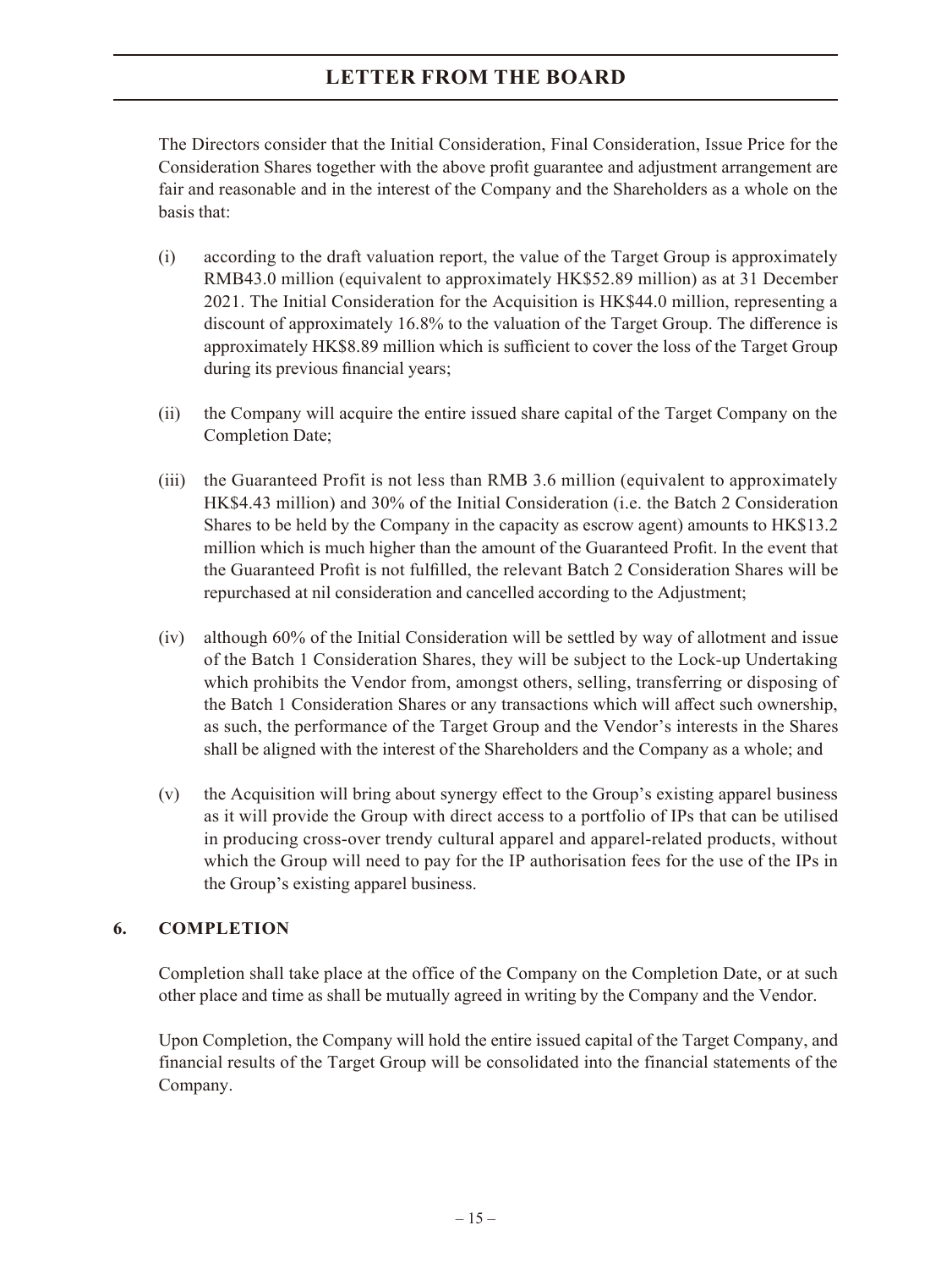The Directors consider that the Initial Consideration, Final Consideration, Issue Price for the Consideration Shares together with the above profit guarantee and adjustment arrangement are fair and reasonable and in the interest of the Company and the Shareholders as a whole on the basis that:

(i) according to the draft valuation report, the value of the Target Group is approximately RMB43.0 million (equivalent to approximately HK$52.89 million) as at 31 December 2021. The Initial Consideration for the Acquisition is HK$44.0 million, representing a discount of approximately 16.8% to the valuation of the Target Group. The difference is approximately HK$8.89 million which is sufficient to cover the loss of the Target Group during its previous financial years;

(ii) the Company will acquire the entire issued share capital of the Target Company on the Completion Date;

(iii) the Guaranteed Profit is not less than RMB 3.6 million (equivalent to approximately HK$4.43 million) and 30% of the Initial Consideration (i.e. the Batch 2 Consideration Shares to be held by the Company in the capacity as escrow agent) amounts to HK$13.2 million which is much higher than the amount of the Guaranteed Profit. In the event that the Guaranteed Profit is not fulfilled, the relevant Batch 2 Consideration Shares will be repurchased at nil consideration and cancelled according to the Adjustment;

(iv) although 60% of the Initial Consideration will be settled by way of allotment and issue of the Batch 1 Consideration Shares, they will be subject to the Lock-up Undertaking which prohibits the Vendor from, amongst others, selling, transferring or disposing of the Batch 1 Consideration Shares or any transactions which will affect such ownership, as such, the performance of the Target Group and the Vendor's interests in the Shares shall be aligned with the interest of the Shareholders and the Company as a whole; and

(v) the Acquisition will bring about synergy effect to the Group's existing apparel business as it will provide the Group with direct access to a portfolio of IPs that can be utilised in producing cross-over trendy cultural apparel and apparel-related products, without which the Group will need to pay for the IP authorisation fees for the use of the IPs in the Group's existing apparel business.

## 6. COMPLETION

Completion shall take place at the office of the Company on the Completion Date, or at such other place and time as shall be mutually agreed in writing by the Company and the Vendor.

Upon Completion, the Company will hold the entire issued capital of the Target Company, and financial results of the Target Group will be consolidated into the financial statements of the Company.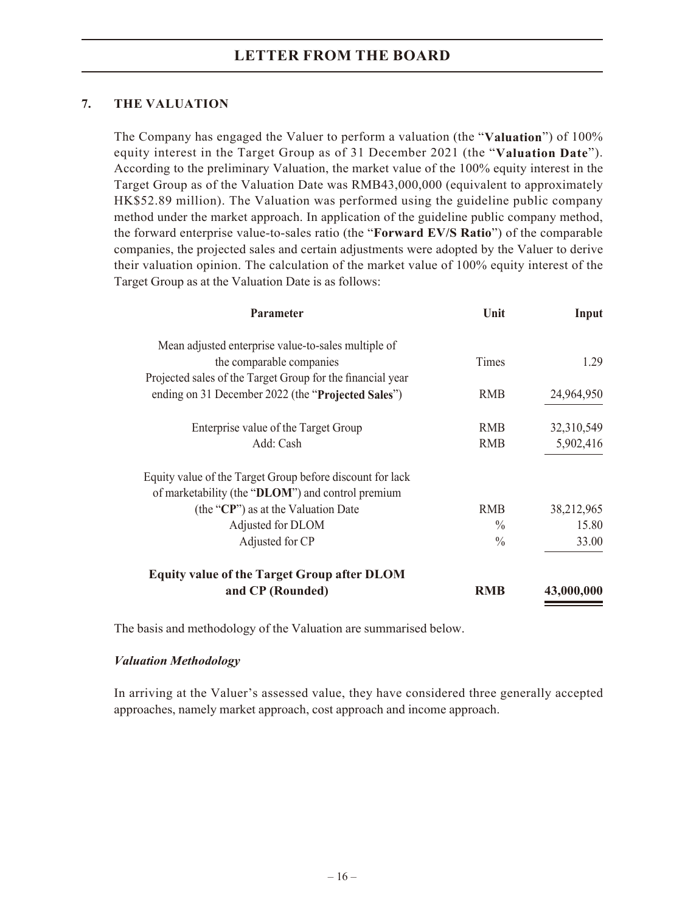## 7. THE VALUATION

The Company has engaged the Valuer to perform a valuation (the "**Valuation**") of 100% equity interest in the Target Group as of 31 December 2021 (the "**Valuation Date**"). According to the preliminary Valuation, the market value of the 100% equity interest in the Target Group as of the Valuation Date was RMB43,000,000 (equivalent to approximately HK$52.89 million). The Valuation was performed using the guideline public company method under the market approach. In application of the guideline public company method, the forward enterprise value-to-sales ratio (the "**Forward EV/S Ratio**") of the comparable companies, the projected sales and certain adjustments were adopted by the Valuer to derive their valuation opinion. The calculation of the market value of 100% equity interest of the Target Group as at the Valuation Date is as follows:

| Parameter | Unit | Input |
|---|---|---|
| Mean adjusted enterprise value-to-sales multiple of the comparable companies | Times | 1.29 |
| Projected sales of the Target Group for the financial year ending on 31 December 2022 (the "**Projected Sales**") | RMB | 24,964,950 |
| Enterprise value of the Target Group | RMB | 32,310,549 |
| Add: Cash | RMB | 5,902,416 |
| Equity value of the Target Group before discount for lack of marketability (the "**DLOM**") and control premium (the "**CP**") as at the Valuation Date | RMB | 38,212,965 |
| Adjusted for DLOM | % | 15.80 |
| Adjusted for CP | % | 33.00 |
| **Equity value of the Target Group after DLOM and CP (Rounded)** | **RMB** | **43,000,000** |

The basis and methodology of the Valuation are summarised below.

***Valuation Methodology***

In arriving at the Valuer's assessed value, they have considered three generally accepted approaches, namely market approach, cost approach and income approach.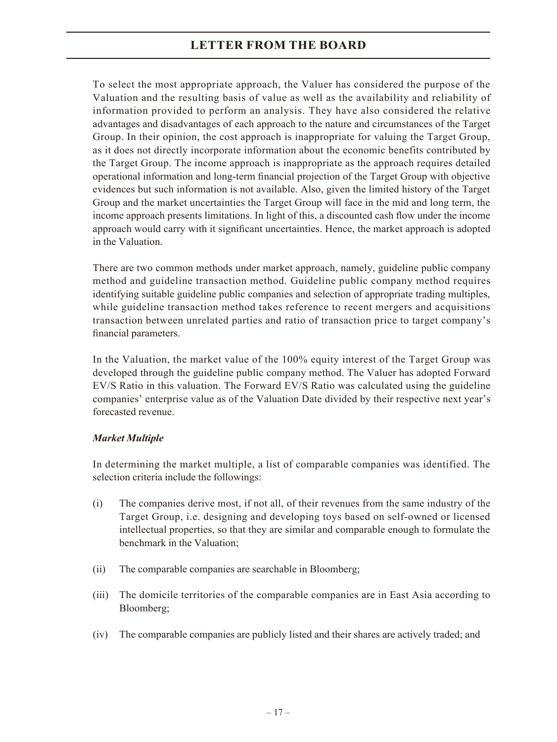To select the most appropriate approach, the Valuer has considered the purpose of the Valuation and the resulting basis of value as well as the availability and reliability of information provided to perform an analysis. They have also considered the relative advantages and disadvantages of each approach to the nature and circumstances of the Target Group. In their opinion, the cost approach is inappropriate for valuing the Target Group, as it does not directly incorporate information about the economic benefits contributed by the Target Group. The income approach is inappropriate as the approach requires detailed operational information and long-term financial projection of the Target Group with objective evidences but such information is not available. Also, given the limited history of the Target Group and the market uncertainties the Target Group will face in the mid and long term, the income approach presents limitations. In light of this, a discounted cash flow under the income approach would carry with it significant uncertainties. Hence, the market approach is adopted in the Valuation.

There are two common methods under market approach, namely, guideline public company method and guideline transaction method. Guideline public company method requires identifying suitable guideline public companies and selection of appropriate trading multiples, while guideline transaction method takes reference to recent mergers and acquisitions transaction between unrelated parties and ratio of transaction price to target company's financial parameters.

In the Valuation, the market value of the 100% equity interest of the Target Group was developed through the guideline public company method. The Valuer has adopted Forward EV/S Ratio in this valuation. The Forward EV/S Ratio was calculated using the guideline companies' enterprise value as of the Valuation Date divided by their respective next year's forecasted revenue.

***Market Multiple***

In determining the market multiple, a list of comparable companies was identified. The selection criteria include the followings:

(i) The companies derive most, if not all, of their revenues from the same industry of the Target Group, i.e. designing and developing toys based on self-owned or licensed intellectual properties, so that they are similar and comparable enough to formulate the benchmark in the Valuation;

(ii) The comparable companies are searchable in Bloomberg;

(iii) The domicile territories of the comparable companies are in East Asia according to Bloomberg;

(iv) The comparable companies are publicly listed and their shares are actively traded; and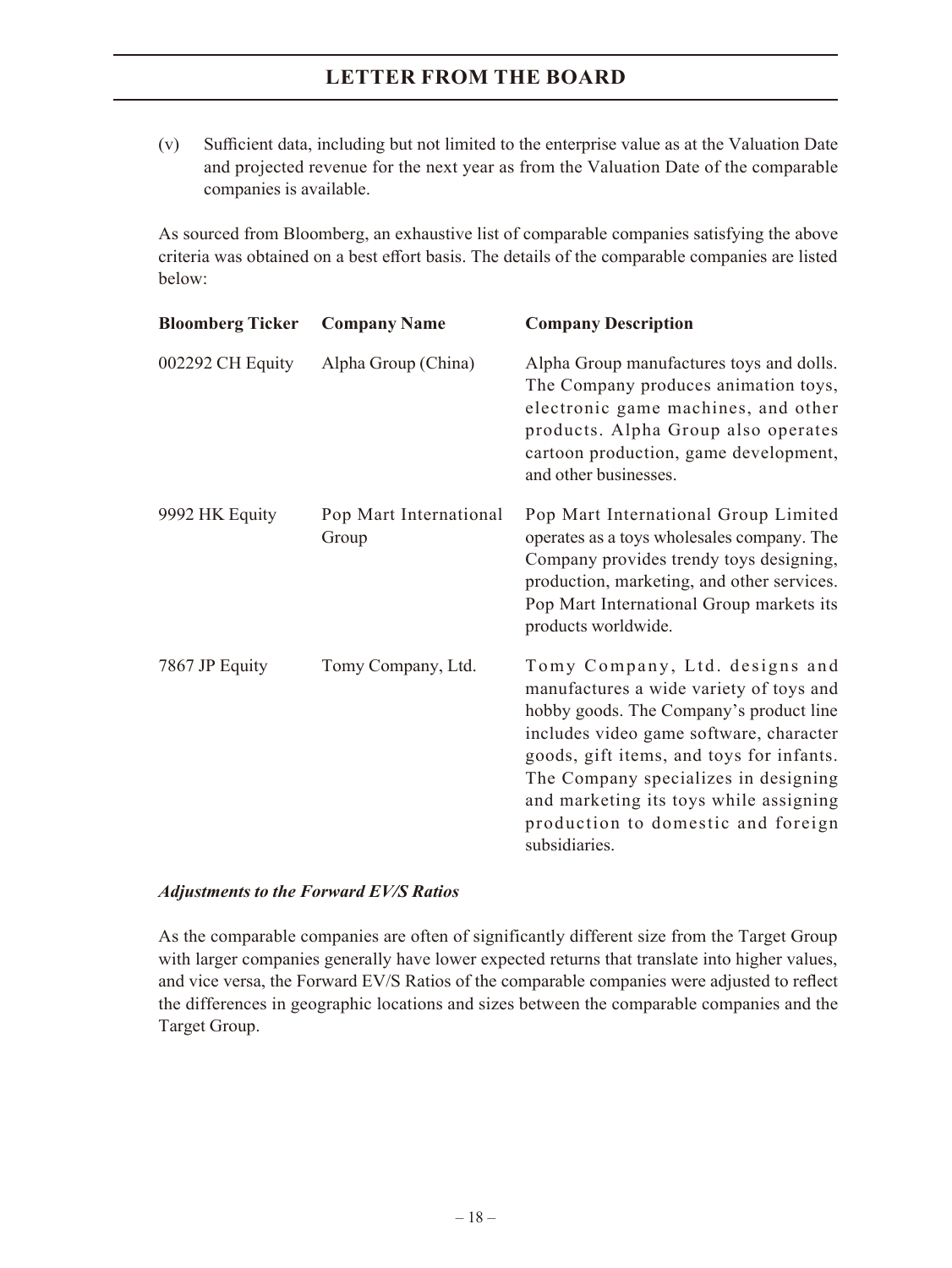(v) Sufficient data, including but not limited to the enterprise value as at the Valuation Date and projected revenue for the next year as from the Valuation Date of the comparable companies is available.

As sourced from Bloomberg, an exhaustive list of comparable companies satisfying the above criteria was obtained on a best effort basis. The details of the comparable companies are listed below:

| Bloomberg Ticker | Company Name | Company Description |
|---|---|---|
| 002292 CH Equity | Alpha Group (China) | Alpha Group manufactures toys and dolls. The Company produces animation toys, electronic game machines, and other products. Alpha Group also operates cartoon production, game development, and other businesses. |
| 9992 HK Equity | Pop Mart International Group | Pop Mart International Group Limited operates as a toys wholesales company. The Company provides trendy toys designing, production, marketing, and other services. Pop Mart International Group markets its products worldwide. |
| 7867 JP Equity | Tomy Company, Ltd. | Tomy Company, Ltd. designs and manufactures a wide variety of toys and hobby goods. The Company's product line includes video game software, character goods, gift items, and toys for infants. The Company specializes in designing and marketing its toys while assigning production to domestic and foreign subsidiaries. |

***Adjustments to the Forward EV/S Ratios***

As the comparable companies are often of significantly different size from the Target Group with larger companies generally have lower expected returns that translate into higher values, and vice versa, the Forward EV/S Ratios of the comparable companies were adjusted to reflect the differences in geographic locations and sizes between the comparable companies and the Target Group.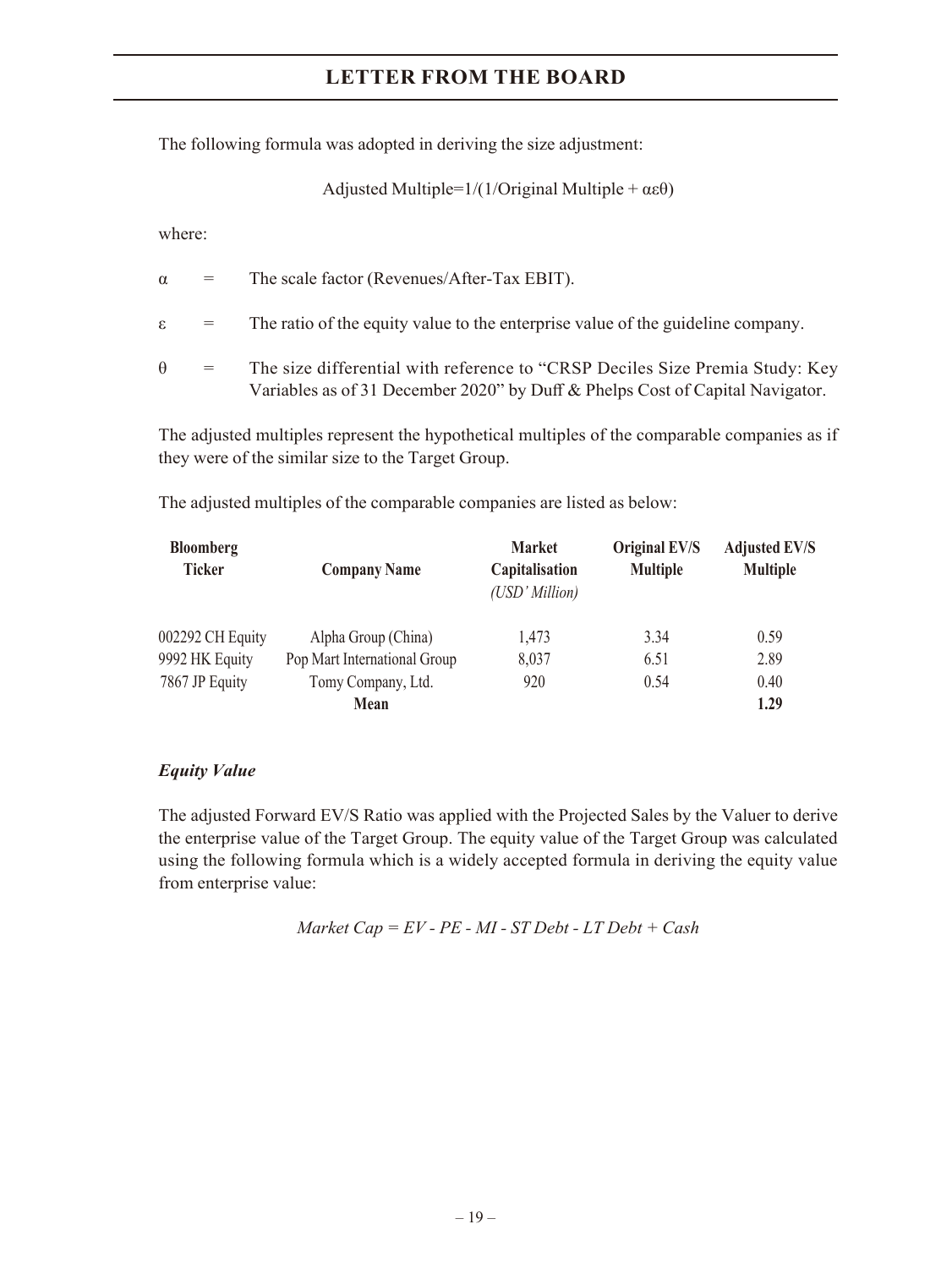The following formula was adopted in deriving the size adjustment:

$$\text{Adjusted Multiple} = 1/(1/\text{Original Multiple} + \alpha\varepsilon\theta)$$

where:

$\alpha$ = The scale factor (Revenues/After-Tax EBIT).

$\varepsilon$ = The ratio of the equity value to the enterprise value of the guideline company.

$\theta$ = The size differential with reference to "CRSP Deciles Size Premia Study: Key Variables as of 31 December 2020" by Duff & Phelps Cost of Capital Navigator.

The adjusted multiples represent the hypothetical multiples of the comparable companies as if they were of the similar size to the Target Group.

The adjusted multiples of the comparable companies are listed as below:

| Bloomberg Ticker | Company Name | Market Capitalisation *(USD' Million)* | Original EV/S Multiple | Adjusted EV/S Multiple |
|---|---|---|---|---|
| 002292 CH Equity | Alpha Group (China) | 1,473 | 3.34 | 0.59 |
| 9992 HK Equity | Pop Mart International Group | 8,037 | 6.51 | 2.89 |
| 7867 JP Equity | Tomy Company, Ltd. | 920 | 0.54 | 0.40 |
| | **Mean** | | | **1.29** |

***Equity Value***

The adjusted Forward EV/S Ratio was applied with the Projected Sales by the Valuer to derive the enterprise value of the Target Group. The equity value of the Target Group was calculated using the following formula which is a widely accepted formula in deriving the equity value from enterprise value:

$$\textit{Market Cap} = \textit{EV} - \textit{PE} - \textit{MI} - \textit{ST Debt} - \textit{LT Debt} + \textit{Cash}$$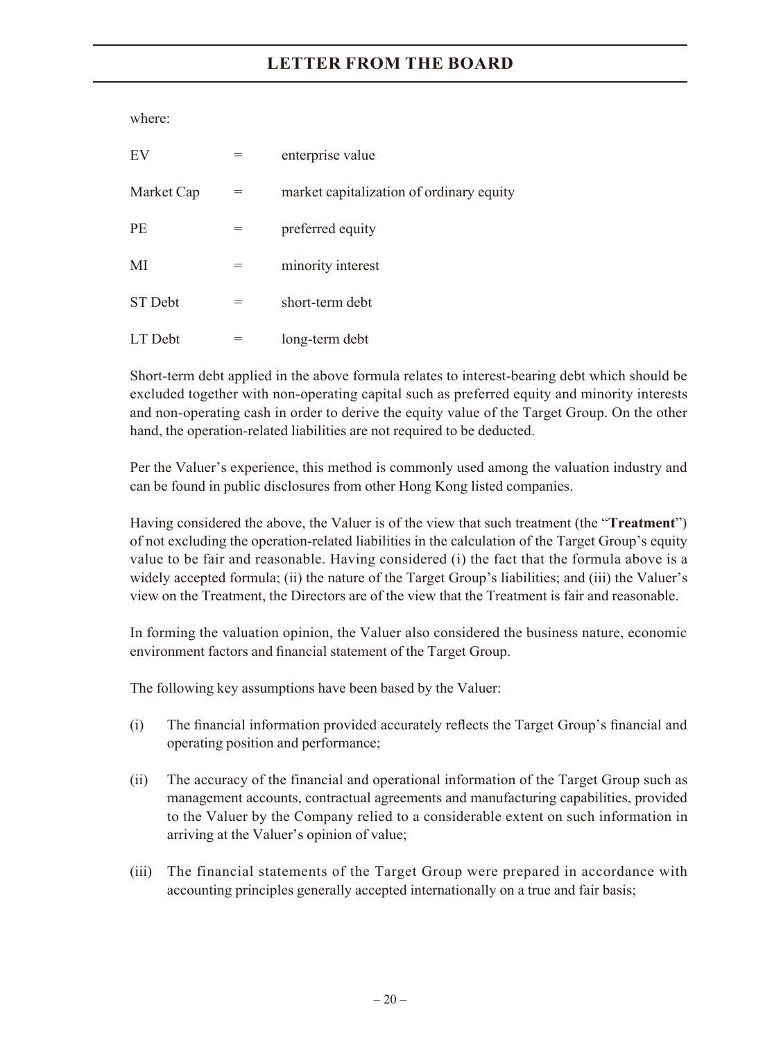where:

| | | |
|---|---|---|
| EV | = | enterprise value |
| Market Cap | = | market capitalization of ordinary equity |
| PE | = | preferred equity |
| MI | = | minority interest |
| ST Debt | = | short-term debt |
| LT Debt | = | long-term debt |

Short-term debt applied in the above formula relates to interest-bearing debt which should be excluded together with non-operating capital such as preferred equity and minority interests and non-operating cash in order to derive the equity value of the Target Group. On the other hand, the operation-related liabilities are not required to be deducted.

Per the Valuer's experience, this method is commonly used among the valuation industry and can be found in public disclosures from other Hong Kong listed companies.

Having considered the above, the Valuer is of the view that such treatment (the "**Treatment**") of not excluding the operation-related liabilities in the calculation of the Target Group's equity value to be fair and reasonable. Having considered (i) the fact that the formula above is a widely accepted formula; (ii) the nature of the Target Group's liabilities; and (iii) the Valuer's view on the Treatment, the Directors are of the view that the Treatment is fair and reasonable.

In forming the valuation opinion, the Valuer also considered the business nature, economic environment factors and financial statement of the Target Group.

The following key assumptions have been based by the Valuer:

(i) The financial information provided accurately reflects the Target Group's financial and operating position and performance;

(ii) The accuracy of the financial and operational information of the Target Group such as management accounts, contractual agreements and manufacturing capabilities, provided to the Valuer by the Company relied to a considerable extent on such information in arriving at the Valuer's opinion of value;

(iii) The financial statements of the Target Group were prepared in accordance with accounting principles generally accepted internationally on a true and fair basis;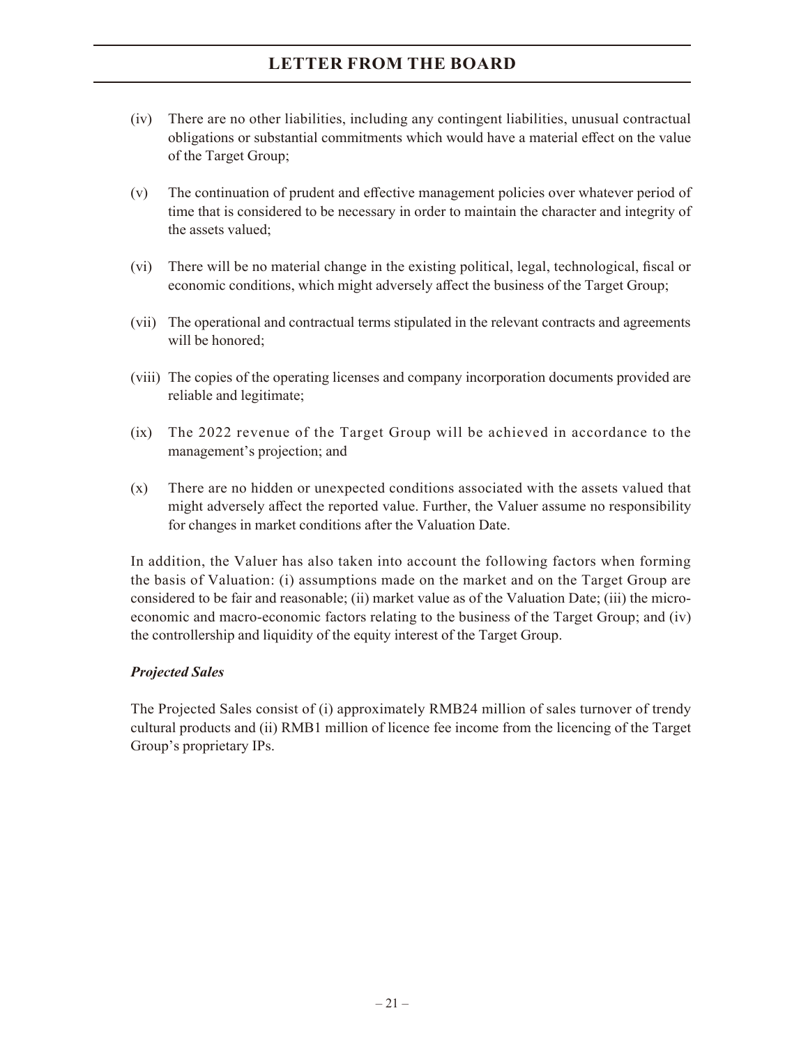(iv) There are no other liabilities, including any contingent liabilities, unusual contractual obligations or substantial commitments which would have a material effect on the value of the Target Group;

(v) The continuation of prudent and effective management policies over whatever period of time that is considered to be necessary in order to maintain the character and integrity of the assets valued;

(vi) There will be no material change in the existing political, legal, technological, fiscal or economic conditions, which might adversely affect the business of the Target Group;

(vii) The operational and contractual terms stipulated in the relevant contracts and agreements will be honored;

(viii) The copies of the operating licenses and company incorporation documents provided are reliable and legitimate;

(ix) The 2022 revenue of the Target Group will be achieved in accordance to the management's projection; and

(x) There are no hidden or unexpected conditions associated with the assets valued that might adversely affect the reported value. Further, the Valuer assume no responsibility for changes in market conditions after the Valuation Date.

In addition, the Valuer has also taken into account the following factors when forming the basis of Valuation: (i) assumptions made on the market and on the Target Group are considered to be fair and reasonable; (ii) market value as of the Valuation Date; (iii) the micro-economic and macro-economic factors relating to the business of the Target Group; and (iv) the controllership and liquidity of the equity interest of the Target Group.

***Projected Sales***

The Projected Sales consist of (i) approximately RMB24 million of sales turnover of trendy cultural products and (ii) RMB1 million of licence fee income from the licencing of the Target Group's proprietary IPs.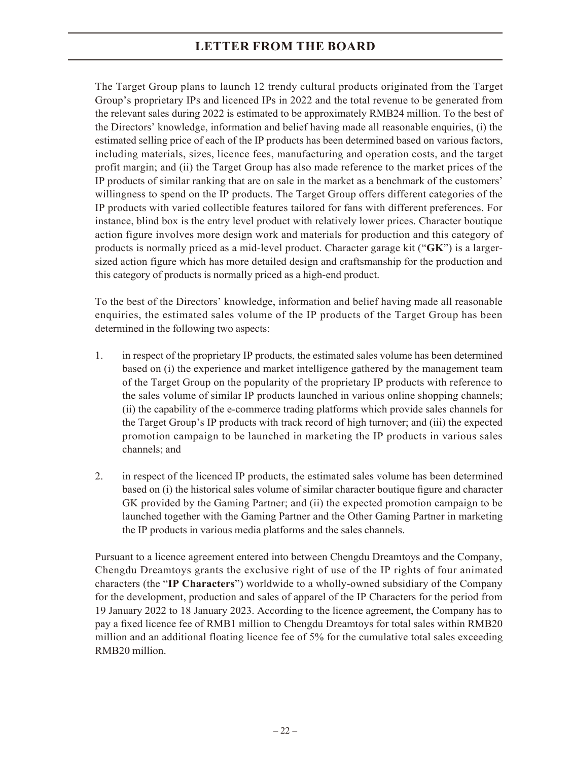The Target Group plans to launch 12 trendy cultural products originated from the Target Group's proprietary IPs and licenced IPs in 2022 and the total revenue to be generated from the relevant sales during 2022 is estimated to be approximately RMB24 million. To the best of the Directors' knowledge, information and belief having made all reasonable enquiries, (i) the estimated selling price of each of the IP products has been determined based on various factors, including materials, sizes, licence fees, manufacturing and operation costs, and the target profit margin; and (ii) the Target Group has also made reference to the market prices of the IP products of similar ranking that are on sale in the market as a benchmark of the customers' willingness to spend on the IP products. The Target Group offers different categories of the IP products with varied collectible features tailored for fans with different preferences. For instance, blind box is the entry level product with relatively lower prices. Character boutique action figure involves more design work and materials for production and this category of products is normally priced as a mid-level product. Character garage kit ("**GK**") is a larger-sized action figure which has more detailed design and craftsmanship for the production and this category of products is normally priced as a high-end product.

To the best of the Directors' knowledge, information and belief having made all reasonable enquiries, the estimated sales volume of the IP products of the Target Group has been determined in the following two aspects:

1. in respect of the proprietary IP products, the estimated sales volume has been determined based on (i) the experience and market intelligence gathered by the management team of the Target Group on the popularity of the proprietary IP products with reference to the sales volume of similar IP products launched in various online shopping channels; (ii) the capability of the e-commerce trading platforms which provide sales channels for the Target Group's IP products with track record of high turnover; and (iii) the expected promotion campaign to be launched in marketing the IP products in various sales channels; and

2. in respect of the licenced IP products, the estimated sales volume has been determined based on (i) the historical sales volume of similar character boutique figure and character GK provided by the Gaming Partner; and (ii) the expected promotion campaign to be launched together with the Gaming Partner and the Other Gaming Partner in marketing the IP products in various media platforms and the sales channels.

Pursuant to a licence agreement entered into between Chengdu Dreamtoys and the Company, Chengdu Dreamtoys grants the exclusive right of use of the IP rights of four animated characters (the "**IP Characters**") worldwide to a wholly-owned subsidiary of the Company for the development, production and sales of apparel of the IP Characters for the period from 19 January 2022 to 18 January 2023. According to the licence agreement, the Company has to pay a fixed licence fee of RMB1 million to Chengdu Dreamtoys for total sales within RMB20 million and an additional floating licence fee of 5% for the cumulative total sales exceeding RMB20 million.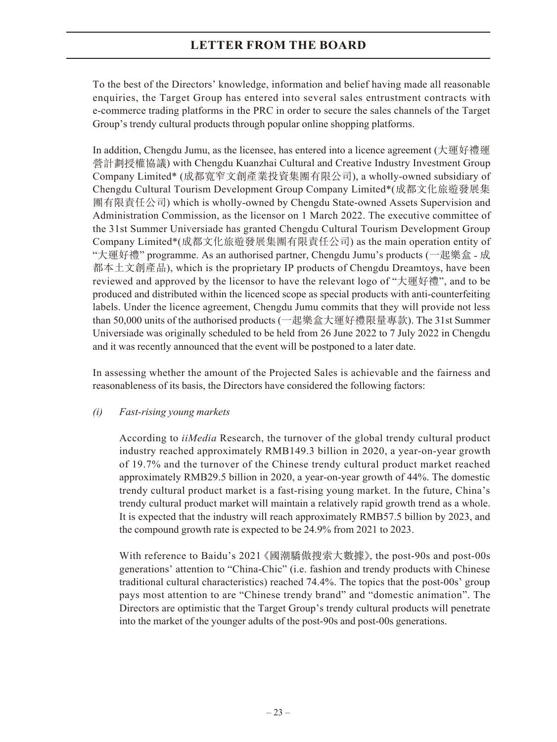To the best of the Directors' knowledge, information and belief having made all reasonable enquiries, the Target Group has entered into several sales entrustment contracts with e-commerce trading platforms in the PRC in order to secure the sales channels of the Target Group's trendy cultural products through popular online shopping platforms.

In addition, Chengdu Jumu, as the licensee, has entered into a licence agreement (大運好禮運營計劃授權協議) with Chengdu Kuanzhai Cultural and Creative Industry Investment Group Company Limited* (成都寬窄文創產業投資集團有限公司), a wholly-owned subsidiary of Chengdu Cultural Tourism Development Group Company Limited*(成都文化旅遊發展集團有限責任公司) which is wholly-owned by Chengdu State-owned Assets Supervision and Administration Commission, as the licensor on 1 March 2022. The executive committee of the 31st Summer Universiade has granted Chengdu Cultural Tourism Development Group Company Limited*(成都文化旅遊發展集團有限責任公司) as the main operation entity of "大運好禮" programme. As an authorised partner, Chengdu Jumu's products (一起樂盒 - 成都本土文創產品), which is the proprietary IP products of Chengdu Dreamtoys, have been reviewed and approved by the licensor to have the relevant logo of "大運好禮", and to be produced and distributed within the licenced scope as special products with anti-counterfeiting labels. Under the licence agreement, Chengdu Jumu commits that they will provide not less than 50,000 units of the authorised products (一起樂盒大運好禮限量專款). The 31st Summer Universiade was originally scheduled to be held from 26 June 2022 to 7 July 2022 in Chengdu and it was recently announced that the event will be postponed to a later date.

In assessing whether the amount of the Projected Sales is achievable and the fairness and reasonableness of its basis, the Directors have considered the following factors:

*(i) Fast-rising young markets*

According to *iiMedia* Research, the turnover of the global trendy cultural product industry reached approximately RMB149.3 billion in 2020, a year-on-year growth of 19.7% and the turnover of the Chinese trendy cultural product market reached approximately RMB29.5 billion in 2020, a year-on-year growth of 44%. The domestic trendy cultural product market is a fast-rising young market. In the future, China's trendy cultural product market will maintain a relatively rapid growth trend as a whole. It is expected that the industry will reach approximately RMB57.5 billion by 2023, and the compound growth rate is expected to be 24.9% from 2021 to 2023.

With reference to Baidu's 2021《國潮驕傲搜索大數據》, the post-90s and post-00s generations' attention to "China-Chic" (i.e. fashion and trendy products with Chinese traditional cultural characteristics) reached 74.4%. The topics that the post-00s' group pays most attention to are "Chinese trendy brand" and "domestic animation". The Directors are optimistic that the Target Group's trendy cultural products will penetrate into the market of the younger adults of the post-90s and post-00s generations.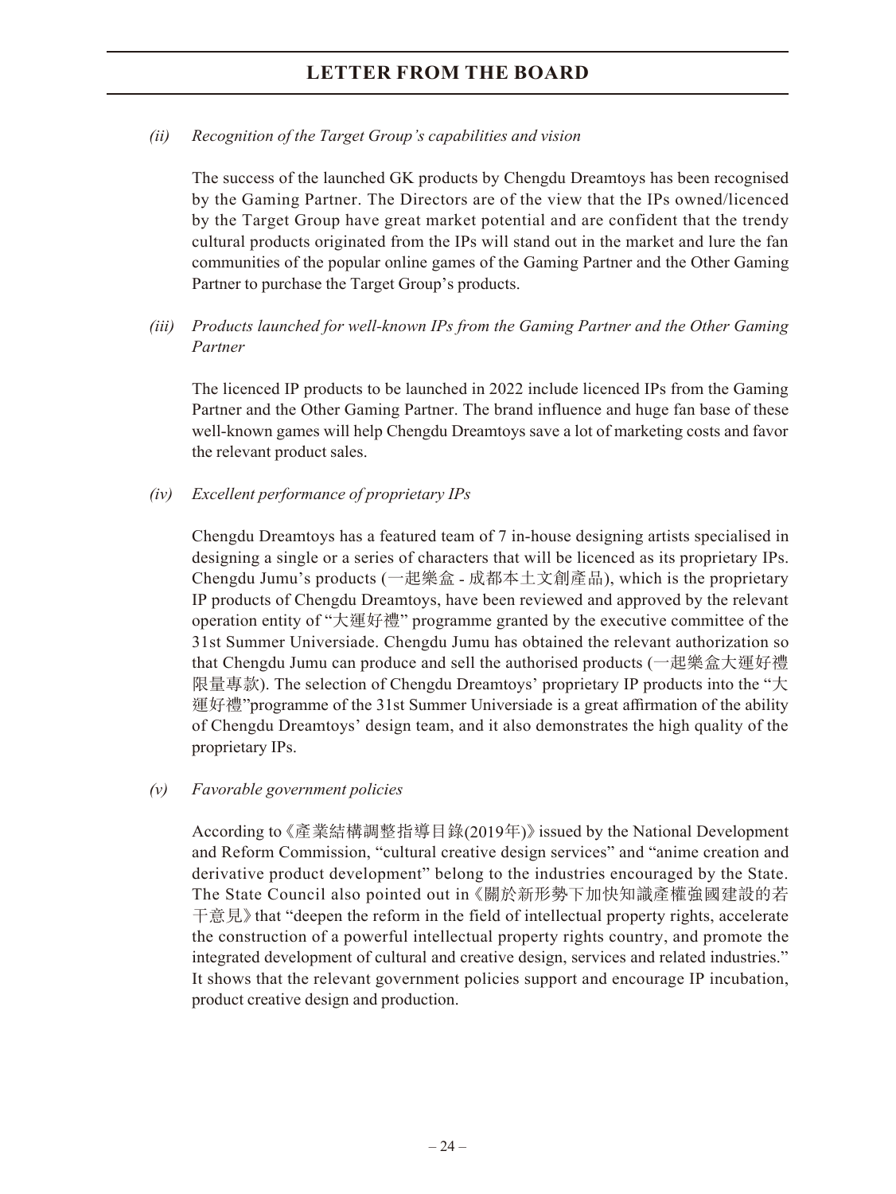*(ii) Recognition of the Target Group's capabilities and vision*

The success of the launched GK products by Chengdu Dreamtoys has been recognised by the Gaming Partner. The Directors are of the view that the IPs owned/licenced by the Target Group have great market potential and are confident that the trendy cultural products originated from the IPs will stand out in the market and lure the fan communities of the popular online games of the Gaming Partner and the Other Gaming Partner to purchase the Target Group's products.

*(iii) Products launched for well-known IPs from the Gaming Partner and the Other Gaming Partner*

The licenced IP products to be launched in 2022 include licenced IPs from the Gaming Partner and the Other Gaming Partner. The brand influence and huge fan base of these well-known games will help Chengdu Dreamtoys save a lot of marketing costs and favor the relevant product sales.

*(iv) Excellent performance of proprietary IPs*

Chengdu Dreamtoys has a featured team of 7 in-house designing artists specialised in designing a single or a series of characters that will be licenced as its proprietary IPs. Chengdu Jumu's products (一起樂盒 - 成都本土文創產品), which is the proprietary IP products of Chengdu Dreamtoys, have been reviewed and approved by the relevant operation entity of "大運好禮" programme granted by the executive committee of the 31st Summer Universiade. Chengdu Jumu has obtained the relevant authorization so that Chengdu Jumu can produce and sell the authorised products (一起樂盒大運好禮限量專款). The selection of Chengdu Dreamtoys' proprietary IP products into the "大運好禮"programme of the 31st Summer Universiade is a great affirmation of the ability of Chengdu Dreamtoys' design team, and it also demonstrates the high quality of the proprietary IPs.

*(v) Favorable government policies*

According to《產業結構調整指導目錄(2019年)》issued by the National Development and Reform Commission, "cultural creative design services" and "anime creation and derivative product development" belong to the industries encouraged by the State. The State Council also pointed out in《關於新形勢下加快知識產權強國建設的若干意見》that "deepen the reform in the field of intellectual property rights, accelerate the construction of a powerful intellectual property rights country, and promote the integrated development of cultural and creative design, services and related industries." It shows that the relevant government policies support and encourage IP incubation, product creative design and production.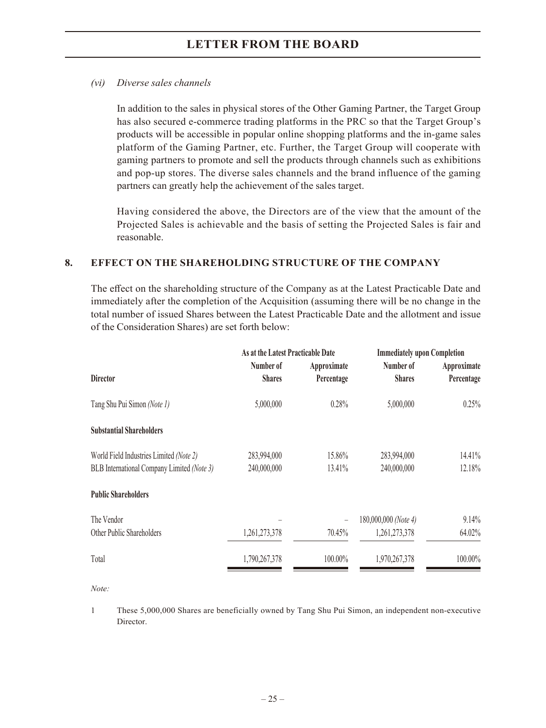*(vi) Diverse sales channels*

In addition to the sales in physical stores of the Other Gaming Partner, the Target Group has also secured e-commerce trading platforms in the PRC so that the Target Group's products will be accessible in popular online shopping platforms and the in-game sales platform of the Gaming Partner, etc. Further, the Target Group will cooperate with gaming partners to promote and sell the products through channels such as exhibitions and pop-up stores. The diverse sales channels and the brand influence of the gaming partners can greatly help the achievement of the sales target.

Having considered the above, the Directors are of the view that the amount of the Projected Sales is achievable and the basis of setting the Projected Sales is fair and reasonable.

## 8. EFFECT ON THE SHAREHOLDING STRUCTURE OF THE COMPANY

The effect on the shareholding structure of the Company as at the Latest Practicable Date and immediately after the completion of the Acquisition (assuming there will be no change in the total number of issued Shares between the Latest Practicable Date and the allotment and issue of the Consideration Shares) are set forth below:

| | As at the Latest Practicable Date | | Immediately upon Completion | |
|---|---|---|---|---|
| **Director** | **Number of Shares** | **Approximate Percentage** | **Number of Shares** | **Approximate Percentage** |
| Tang Shu Pui Simon *(Note 1)* | 5,000,000 | 0.28% | 5,000,000 | 0.25% |
| **Substantial Shareholders** | | | | |
| World Field Industries Limited *(Note 2)* | 283,994,000 | 15.86% | 283,994,000 | 14.41% |
| BLB International Company Limited *(Note 3)* | 240,000,000 | 13.41% | 240,000,000 | 12.18% |
| **Public Shareholders** | | | | |
| The Vendor | – | – | 180,000,000 *(Note 4)* | 9.14% |
| Other Public Shareholders | 1,261,273,378 | 70.45% | 1,261,273,378 | 64.02% |
| Total | 1,790,267,378 | 100.00% | 1,970,267,378 | 100.00% |

*Note:*

1 These 5,000,000 Shares are beneficially owned by Tang Shu Pui Simon, an independent non-executive Director.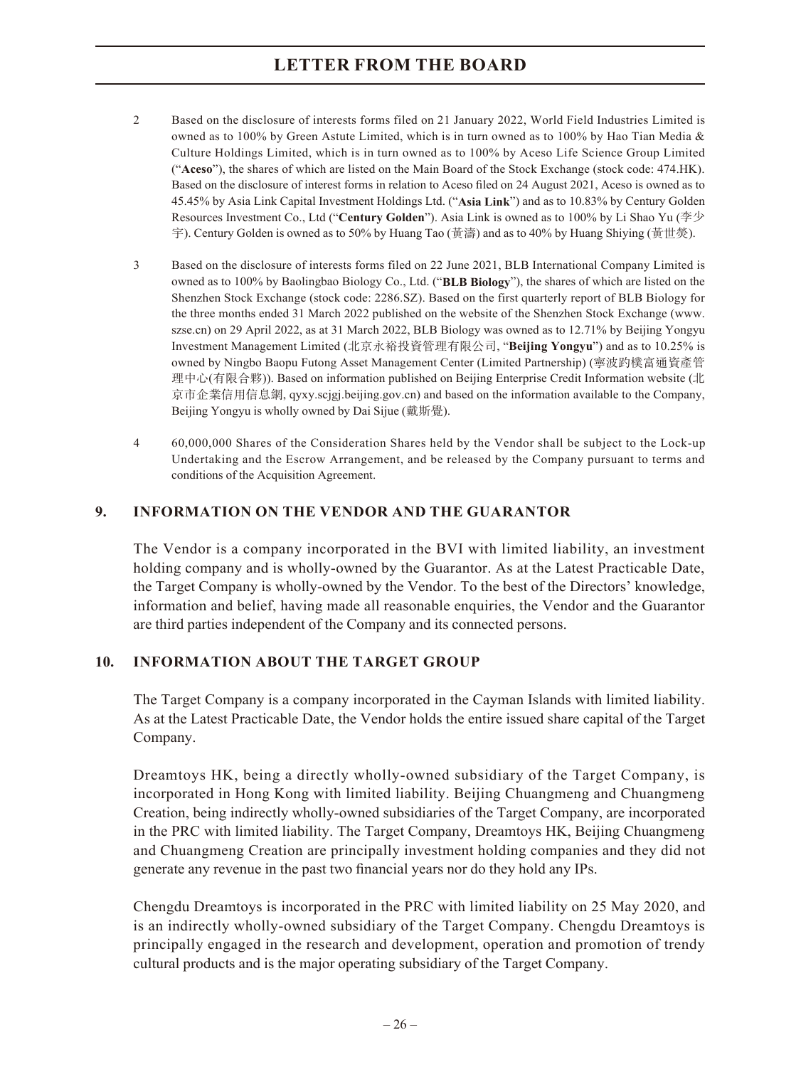2 Based on the disclosure of interests forms filed on 21 January 2022, World Field Industries Limited is owned as to 100% by Green Astute Limited, which is in turn owned as to 100% by Hao Tian Media & Culture Holdings Limited, which is in turn owned as to 100% by Aceso Life Science Group Limited ("**Aceso**"), the shares of which are listed on the Main Board of the Stock Exchange (stock code: 474.HK). Based on the disclosure of interest forms in relation to Aceso filed on 24 August 2021, Aceso is owned as to 45.45% by Asia Link Capital Investment Holdings Ltd. ("**Asia Link**") and as to 10.83% by Century Golden Resources Investment Co., Ltd ("**Century Golden**"). Asia Link is owned as to 100% by Li Shao Yu (李少宇). Century Golden is owned as to 50% by Huang Tao (黃濤) and as to 40% by Huang Shiying (黃世熒).

3 Based on the disclosure of interests forms filed on 22 June 2021, BLB International Company Limited is owned as to 100% by Baolingbao Biology Co., Ltd. ("**BLB Biology**"), the shares of which are listed on the Shenzhen Stock Exchange (stock code: 2286.SZ). Based on the first quarterly report of BLB Biology for the three months ended 31 March 2022 published on the website of the Shenzhen Stock Exchange (www.szse.cn) on 29 April 2022, as at 31 March 2022, BLB Biology was owned as to 12.71% by Beijing Yongyu Investment Management Limited (北京永裕投資管理有限公司, "**Beijing Yongyu**") and as to 10.25% is owned by Ningbo Baopu Futong Asset Management Center (Limited Partnership) (寧波趵樸富通資產管理中心(有限合夥)). Based on information published on Beijing Enterprise Credit Information website (北京市企業信用信息網, qyxy.scjgj.beijing.gov.cn) and based on the information available to the Company, Beijing Yongyu is wholly owned by Dai Sijue (戴斯覺).

4 60,000,000 Shares of the Consideration Shares held by the Vendor shall be subject to the Lock-up Undertaking and the Escrow Arrangement, and be released by the Company pursuant to terms and conditions of the Acquisition Agreement.

## 9. INFORMATION ON THE VENDOR AND THE GUARANTOR

The Vendor is a company incorporated in the BVI with limited liability, an investment holding company and is wholly-owned by the Guarantor. As at the Latest Practicable Date, the Target Company is wholly-owned by the Vendor. To the best of the Directors' knowledge, information and belief, having made all reasonable enquiries, the Vendor and the Guarantor are third parties independent of the Company and its connected persons.

## 10. INFORMATION ABOUT THE TARGET GROUP

The Target Company is a company incorporated in the Cayman Islands with limited liability. As at the Latest Practicable Date, the Vendor holds the entire issued share capital of the Target Company.

Dreamtoys HK, being a directly wholly-owned subsidiary of the Target Company, is incorporated in Hong Kong with limited liability. Beijing Chuangmeng and Chuangmeng Creation, being indirectly wholly-owned subsidiaries of the Target Company, are incorporated in the PRC with limited liability. The Target Company, Dreamtoys HK, Beijing Chuangmeng and Chuangmeng Creation are principally investment holding companies and they did not generate any revenue in the past two financial years nor do they hold any IPs.

Chengdu Dreamtoys is incorporated in the PRC with limited liability on 25 May 2020, and is an indirectly wholly-owned subsidiary of the Target Company. Chengdu Dreamtoys is principally engaged in the research and development, operation and promotion of trendy cultural products and is the major operating subsidiary of the Target Company.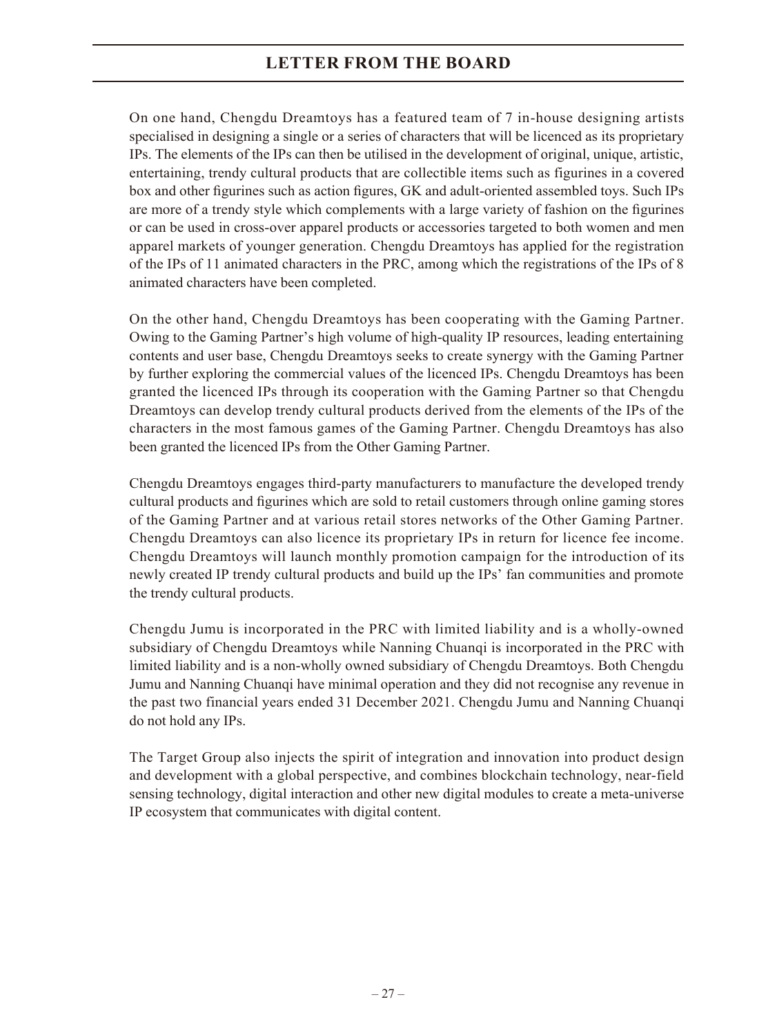On one hand, Chengdu Dreamtoys has a featured team of 7 in-house designing artists specialised in designing a single or a series of characters that will be licenced as its proprietary IPs. The elements of the IPs can then be utilised in the development of original, unique, artistic, entertaining, trendy cultural products that are collectible items such as figurines in a covered box and other figurines such as action figures, GK and adult-oriented assembled toys. Such IPs are more of a trendy style which complements with a large variety of fashion on the figurines or can be used in cross-over apparel products or accessories targeted to both women and men apparel markets of younger generation. Chengdu Dreamtoys has applied for the registration of the IPs of 11 animated characters in the PRC, among which the registrations of the IPs of 8 animated characters have been completed.

On the other hand, Chengdu Dreamtoys has been cooperating with the Gaming Partner. Owing to the Gaming Partner's high volume of high-quality IP resources, leading entertaining contents and user base, Chengdu Dreamtoys seeks to create synergy with the Gaming Partner by further exploring the commercial values of the licenced IPs. Chengdu Dreamtoys has been granted the licenced IPs through its cooperation with the Gaming Partner so that Chengdu Dreamtoys can develop trendy cultural products derived from the elements of the IPs of the characters in the most famous games of the Gaming Partner. Chengdu Dreamtoys has also been granted the licenced IPs from the Other Gaming Partner.

Chengdu Dreamtoys engages third-party manufacturers to manufacture the developed trendy cultural products and figurines which are sold to retail customers through online gaming stores of the Gaming Partner and at various retail stores networks of the Other Gaming Partner. Chengdu Dreamtoys can also licence its proprietary IPs in return for licence fee income. Chengdu Dreamtoys will launch monthly promotion campaign for the introduction of its newly created IP trendy cultural products and build up the IPs' fan communities and promote the trendy cultural products.

Chengdu Jumu is incorporated in the PRC with limited liability and is a wholly-owned subsidiary of Chengdu Dreamtoys while Nanning Chuanqi is incorporated in the PRC with limited liability and is a non-wholly owned subsidiary of Chengdu Dreamtoys. Both Chengdu Jumu and Nanning Chuanqi have minimal operation and they did not recognise any revenue in the past two financial years ended 31 December 2021. Chengdu Jumu and Nanning Chuanqi do not hold any IPs.

The Target Group also injects the spirit of integration and innovation into product design and development with a global perspective, and combines blockchain technology, near-field sensing technology, digital interaction and other new digital modules to create a meta-universe IP ecosystem that communicates with digital content.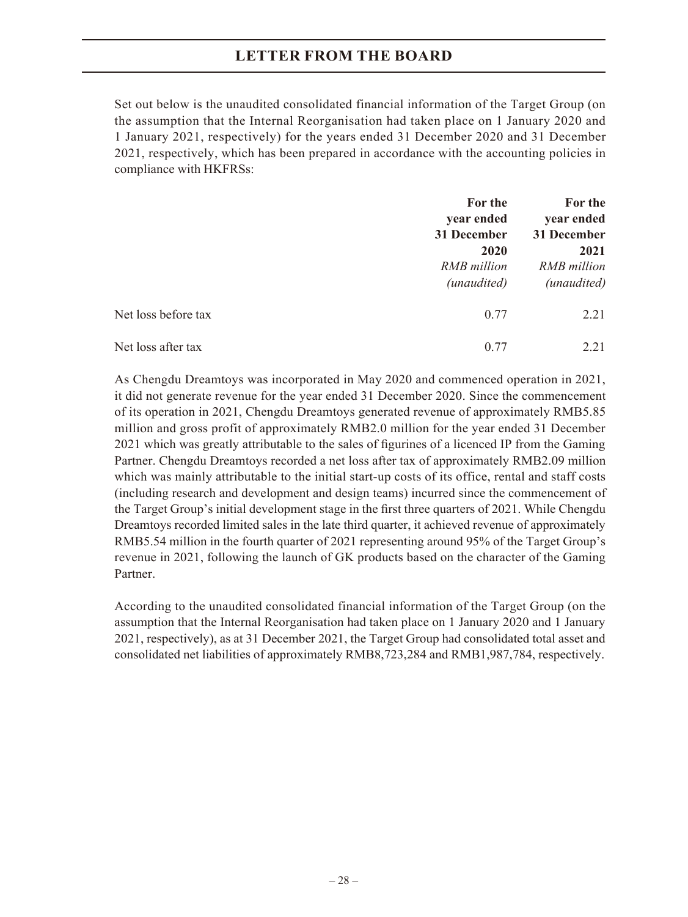Set out below is the unaudited consolidated financial information of the Target Group (on the assumption that the Internal Reorganisation had taken place on 1 January 2020 and 1 January 2021, respectively) for the years ended 31 December 2020 and 31 December 2021, respectively, which has been prepared in accordance with the accounting policies in compliance with HKFRSs:

| | For the year ended 31 December 2020 | For the year ended 31 December 2021 |
|---|---|---|
| | *RMB million* | *RMB million* |
| | *(unaudited)* | *(unaudited)* |
| Net loss before tax | 0.77 | 2.21 |
| Net loss after tax | 0.77 | 2.21 |

As Chengdu Dreamtoys was incorporated in May 2020 and commenced operation in 2021, it did not generate revenue for the year ended 31 December 2020. Since the commencement of its operation in 2021, Chengdu Dreamtoys generated revenue of approximately RMB5.85 million and gross profit of approximately RMB2.0 million for the year ended 31 December 2021 which was greatly attributable to the sales of figurines of a licenced IP from the Gaming Partner. Chengdu Dreamtoys recorded a net loss after tax of approximately RMB2.09 million which was mainly attributable to the initial start-up costs of its office, rental and staff costs (including research and development and design teams) incurred since the commencement of the Target Group's initial development stage in the first three quarters of 2021. While Chengdu Dreamtoys recorded limited sales in the late third quarter, it achieved revenue of approximately RMB5.54 million in the fourth quarter of 2021 representing around 95% of the Target Group's revenue in 2021, following the launch of GK products based on the character of the Gaming Partner.

According to the unaudited consolidated financial information of the Target Group (on the assumption that the Internal Reorganisation had taken place on 1 January 2020 and 1 January 2021, respectively), as at 31 December 2021, the Target Group had consolidated total asset and consolidated net liabilities of approximately RMB8,723,284 and RMB1,987,784, respectively.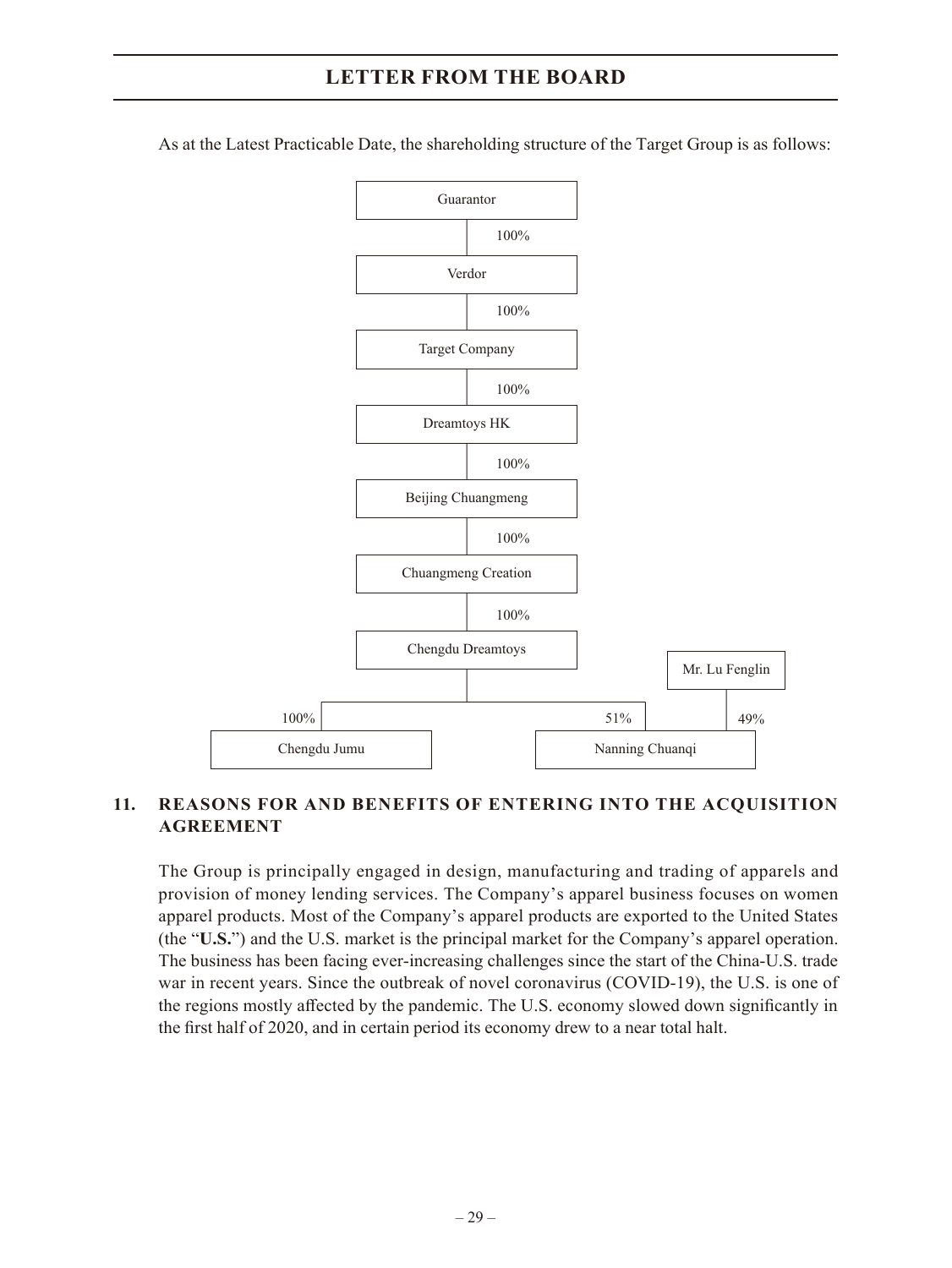As at the Latest Practicable Date, the shareholding structure of the Target Group is as follows:

Guarantor
↓ 100%
Verdor
↓ 100%
Target Company
↓ 100%
Dreamtoys HK
↓ 100%
Beijing Chuangmeng
↓ 100%
Chuangmeng Creation
↓ 100%
Chengdu Dreamtoys
- 100% → Chengdu Jumu
- 51% → Nanning Chuanqi (Mr. Lu Fenglin: 49%)

### 11. REASONS FOR AND BENEFITS OF ENTERING INTO THE ACQUISITION AGREEMENT

The Group is principally engaged in design, manufacturing and trading of apparels and provision of money lending services. The Company's apparel business focuses on women apparel products. Most of the Company's apparel products are exported to the United States (the "**U.S.**") and the U.S. market is the principal market for the Company's apparel operation. The business has been facing ever-increasing challenges since the start of the China-U.S. trade war in recent years. Since the outbreak of novel coronavirus (COVID-19), the U.S. is one of the regions mostly affected by the pandemic. The U.S. economy slowed down significantly in the first half of 2020, and in certain period its economy drew to a near total halt.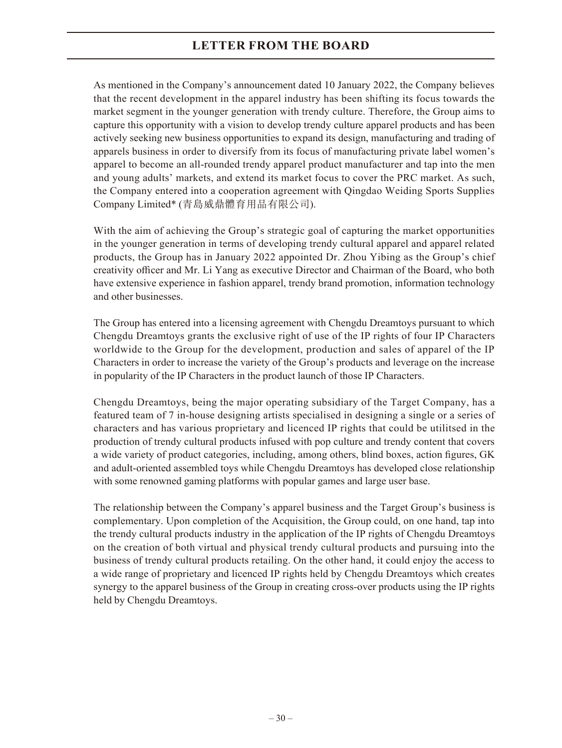As mentioned in the Company's announcement dated 10 January 2022, the Company believes that the recent development in the apparel industry has been shifting its focus towards the market segment in the younger generation with trendy culture. Therefore, the Group aims to capture this opportunity with a vision to develop trendy culture apparel products and has been actively seeking new business opportunities to expand its design, manufacturing and trading of apparels business in order to diversify from its focus of manufacturing private label women's apparel to become an all-rounded trendy apparel product manufacturer and tap into the men and young adults' markets, and extend its market focus to cover the PRC market. As such, the Company entered into a cooperation agreement with Qingdao Weiding Sports Supplies Company Limited* (青島威鼎體育用品有限公司).

With the aim of achieving the Group's strategic goal of capturing the market opportunities in the younger generation in terms of developing trendy cultural apparel and apparel related products, the Group has in January 2022 appointed Dr. Zhou Yibing as the Group's chief creativity officer and Mr. Li Yang as executive Director and Chairman of the Board, who both have extensive experience in fashion apparel, trendy brand promotion, information technology and other businesses.

The Group has entered into a licensing agreement with Chengdu Dreamtoys pursuant to which Chengdu Dreamtoys grants the exclusive right of use of the IP rights of four IP Characters worldwide to the Group for the development, production and sales of apparel of the IP Characters in order to increase the variety of the Group's products and leverage on the increase in popularity of the IP Characters in the product launch of those IP Characters.

Chengdu Dreamtoys, being the major operating subsidiary of the Target Company, has a featured team of 7 in-house designing artists specialised in designing a single or a series of characters and has various proprietary and licenced IP rights that could be utilitsed in the production of trendy cultural products infused with pop culture and trendy content that covers a wide variety of product categories, including, among others, blind boxes, action figures, GK and adult-oriented assembled toys while Chengdu Dreamtoys has developed close relationship with some renowned gaming platforms with popular games and large user base.

The relationship between the Company's apparel business and the Target Group's business is complementary. Upon completion of the Acquisition, the Group could, on one hand, tap into the trendy cultural products industry in the application of the IP rights of Chengdu Dreamtoys on the creation of both virtual and physical trendy cultural products and pursuing into the business of trendy cultural products retailing. On the other hand, it could enjoy the access to a wide range of proprietary and licenced IP rights held by Chengdu Dreamtoys which creates synergy to the apparel business of the Group in creating cross-over products using the IP rights held by Chengdu Dreamtoys.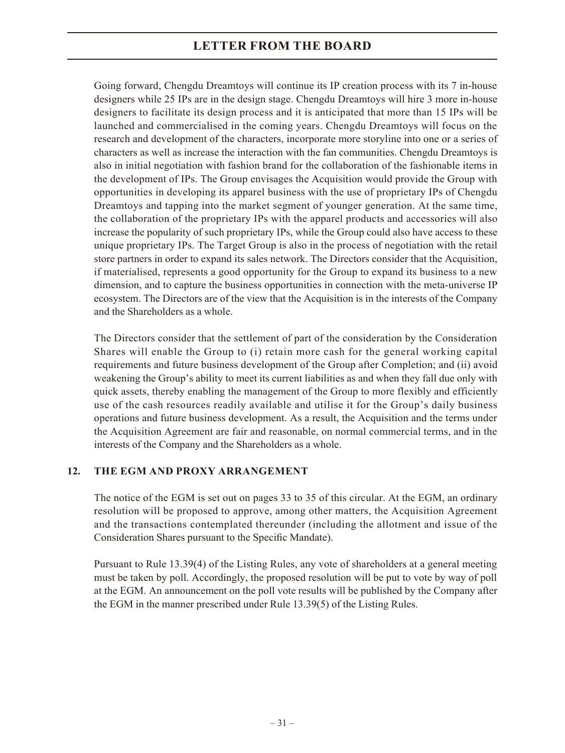Going forward, Chengdu Dreamtoys will continue its IP creation process with its 7 in-house designers while 25 IPs are in the design stage. Chengdu Dreamtoys will hire 3 more in-house designers to facilitate its design process and it is anticipated that more than 15 IPs will be launched and commercialised in the coming years. Chengdu Dreamtoys will focus on the research and development of the characters, incorporate more storyline into one or a series of characters as well as increase the interaction with the fan communities. Chengdu Dreamtoys is also in initial negotiation with fashion brand for the collaboration of the fashionable items in the development of IPs. The Group envisages the Acquisition would provide the Group with opportunities in developing its apparel business with the use of proprietary IPs of Chengdu Dreamtoys and tapping into the market segment of younger generation. At the same time, the collaboration of the proprietary IPs with the apparel products and accessories will also increase the popularity of such proprietary IPs, while the Group could also have access to these unique proprietary IPs. The Target Group is also in the process of negotiation with the retail store partners in order to expand its sales network. The Directors consider that the Acquisition, if materialised, represents a good opportunity for the Group to expand its business to a new dimension, and to capture the business opportunities in connection with the meta-universe IP ecosystem. The Directors are of the view that the Acquisition is in the interests of the Company and the Shareholders as a whole.

The Directors consider that the settlement of part of the consideration by the Consideration Shares will enable the Group to (i) retain more cash for the general working capital requirements and future business development of the Group after Completion; and (ii) avoid weakening the Group's ability to meet its current liabilities as and when they fall due only with quick assets, thereby enabling the management of the Group to more flexibly and efficiently use of the cash resources readily available and utilise it for the Group's daily business operations and future business development. As a result, the Acquisition and the terms under the Acquisition Agreement are fair and reasonable, on normal commercial terms, and in the interests of the Company and the Shareholders as a whole.

## 12. THE EGM AND PROXY ARRANGEMENT

The notice of the EGM is set out on pages 33 to 35 of this circular. At the EGM, an ordinary resolution will be proposed to approve, among other matters, the Acquisition Agreement and the transactions contemplated thereunder (including the allotment and issue of the Consideration Shares pursuant to the Specific Mandate).

Pursuant to Rule 13.39(4) of the Listing Rules, any vote of shareholders at a general meeting must be taken by poll. Accordingly, the proposed resolution will be put to vote by way of poll at the EGM. An announcement on the poll vote results will be published by the Company after the EGM in the manner prescribed under Rule 13.39(5) of the Listing Rules.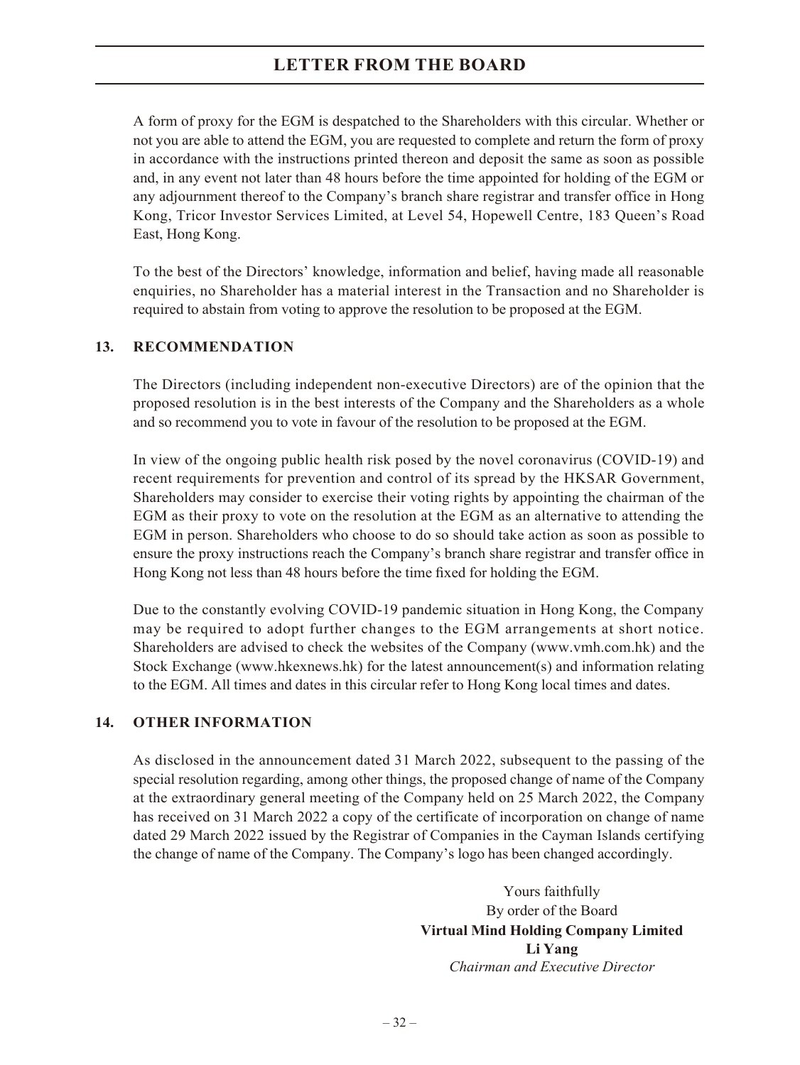A form of proxy for the EGM is despatched to the Shareholders with this circular. Whether or not you are able to attend the EGM, you are requested to complete and return the form of proxy in accordance with the instructions printed thereon and deposit the same as soon as possible and, in any event not later than 48 hours before the time appointed for holding of the EGM or any adjournment thereof to the Company's branch share registrar and transfer office in Hong Kong, Tricor Investor Services Limited, at Level 54, Hopewell Centre, 183 Queen's Road East, Hong Kong.

To the best of the Directors' knowledge, information and belief, having made all reasonable enquiries, no Shareholder has a material interest in the Transaction and no Shareholder is required to abstain from voting to approve the resolution to be proposed at the EGM.

## 13. RECOMMENDATION

The Directors (including independent non-executive Directors) are of the opinion that the proposed resolution is in the best interests of the Company and the Shareholders as a whole and so recommend you to vote in favour of the resolution to be proposed at the EGM.

In view of the ongoing public health risk posed by the novel coronavirus (COVID-19) and recent requirements for prevention and control of its spread by the HKSAR Government, Shareholders may consider to exercise their voting rights by appointing the chairman of the EGM as their proxy to vote on the resolution at the EGM as an alternative to attending the EGM in person. Shareholders who choose to do so should take action as soon as possible to ensure the proxy instructions reach the Company's branch share registrar and transfer office in Hong Kong not less than 48 hours before the time fixed for holding the EGM.

Due to the constantly evolving COVID-19 pandemic situation in Hong Kong, the Company may be required to adopt further changes to the EGM arrangements at short notice. Shareholders are advised to check the websites of the Company (www.vmh.com.hk) and the Stock Exchange (www.hkexnews.hk) for the latest announcement(s) and information relating to the EGM. All times and dates in this circular refer to Hong Kong local times and dates.

## 14. OTHER INFORMATION

As disclosed in the announcement dated 31 March 2022, subsequent to the passing of the special resolution regarding, among other things, the proposed change of name of the Company at the extraordinary general meeting of the Company held on 25 March 2022, the Company has received on 31 March 2022 a copy of the certificate of incorporation on change of name dated 29 March 2022 issued by the Registrar of Companies in the Cayman Islands certifying the change of name of the Company. The Company's logo has been changed accordingly.

Yours faithfully
By order of the Board
**Virtual Mind Holding Company Limited**
**Li Yang**
*Chairman and Executive Director*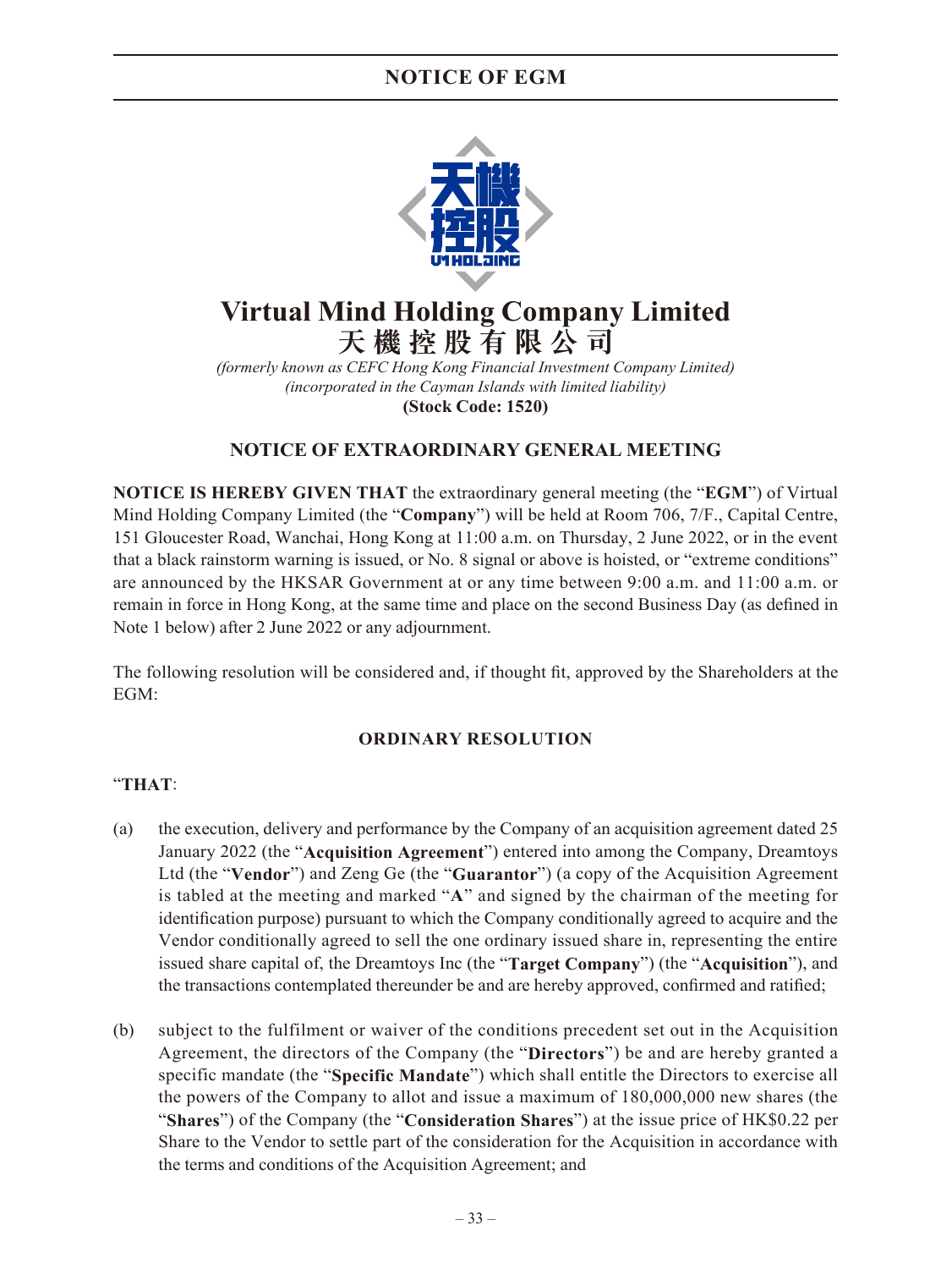# Virtual Mind Holding Company Limited
# 天機控股有限公司

*(formerly known as CEFC Hong Kong Financial Investment Company Limited)*
*(incorporated in the Cayman Islands with limited liability)*
**(Stock Code: 1520)**

## NOTICE OF EXTRAORDINARY GENERAL MEETING

**NOTICE IS HEREBY GIVEN THAT** the extraordinary general meeting (the "**EGM**") of Virtual Mind Holding Company Limited (the "**Company**") will be held at Room 706, 7/F., Capital Centre, 151 Gloucester Road, Wanchai, Hong Kong at 11:00 a.m. on Thursday, 2 June 2022, or in the event that a black rainstorm warning is issued, or No. 8 signal or above is hoisted, or "extreme conditions" are announced by the HKSAR Government at or any time between 9:00 a.m. and 11:00 a.m. or remain in force in Hong Kong, at the same time and place on the second Business Day (as defined in Note 1 below) after 2 June 2022 or any adjournment.

The following resolution will be considered and, if thought fit, approved by the Shareholders at the EGM:

### ORDINARY RESOLUTION

"**THAT**:

(a) the execution, delivery and performance by the Company of an acquisition agreement dated 25 January 2022 (the "**Acquisition Agreement**") entered into among the Company, Dreamtoys Ltd (the "**Vendor**") and Zeng Ge (the "**Guarantor**") (a copy of the Acquisition Agreement is tabled at the meeting and marked "**A**" and signed by the chairman of the meeting for identification purpose) pursuant to which the Company conditionally agreed to acquire and the Vendor conditionally agreed to sell the one ordinary issued share in, representing the entire issued share capital of, the Dreamtoys Inc (the "**Target Company**") (the "**Acquisition**"), and the transactions contemplated thereunder be and are hereby approved, confirmed and ratified;

(b) subject to the fulfilment or waiver of the conditions precedent set out in the Acquisition Agreement, the directors of the Company (the "**Directors**") be and are hereby granted a specific mandate (the "**Specific Mandate**") which shall entitle the Directors to exercise all the powers of the Company to allot and issue a maximum of 180,000,000 new shares (the "**Shares**") of the Company (the "**Consideration Shares**") at the issue price of HK$0.22 per Share to the Vendor to settle part of the consideration for the Acquisition in accordance with the terms and conditions of the Acquisition Agreement; and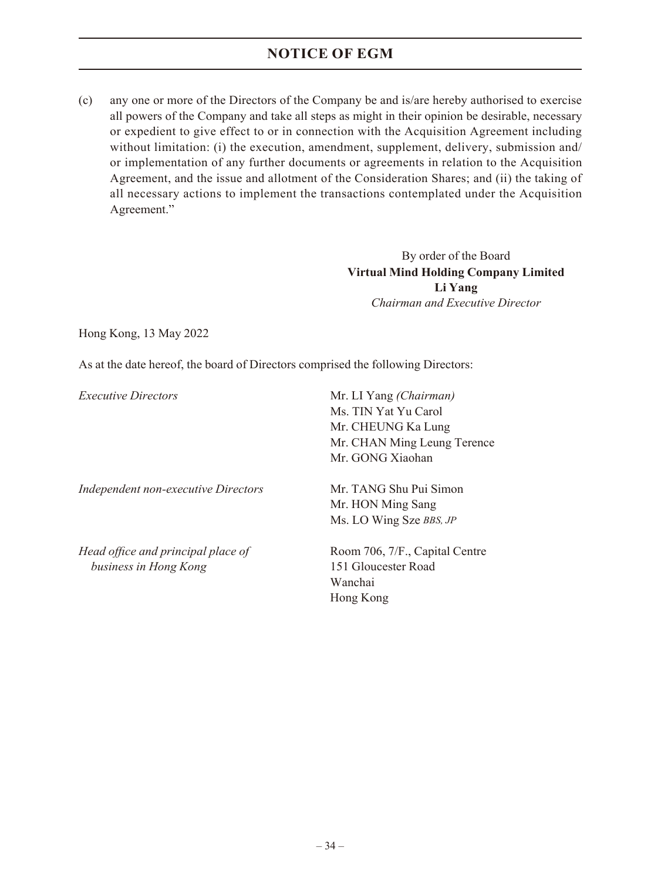(c) any one or more of the Directors of the Company be and is/are hereby authorised to exercise all powers of the Company and take all steps as might in their opinion be desirable, necessary or expedient to give effect to or in connection with the Acquisition Agreement including without limitation: (i) the execution, amendment, supplement, delivery, submission and/or implementation of any further documents or agreements in relation to the Acquisition Agreement, and the issue and allotment of the Consideration Shares; and (ii) the taking of all necessary actions to implement the transactions contemplated under the Acquisition Agreement."

By order of the Board
**Virtual Mind Holding Company Limited**
**Li Yang**
*Chairman and Executive Director*

Hong Kong, 13 May 2022

As at the date hereof, the board of Directors comprised the following Directors:

| | |
|---|---|
| *Executive Directors* | Mr. LI Yang *(Chairman)*<br>Ms. TIN Yat Yu Carol<br>Mr. CHEUNG Ka Lung<br>Mr. CHAN Ming Leung Terence<br>Mr. GONG Xiaohan |
| *Independent non-executive Directors* | Mr. TANG Shu Pui Simon<br>Mr. HON Ming Sang<br>Ms. LO Wing Sze *BBS, JP* |
| *Head office and principal place of business in Hong Kong* | Room 706, 7/F., Capital Centre<br>151 Gloucester Road<br>Wanchai<br>Hong Kong |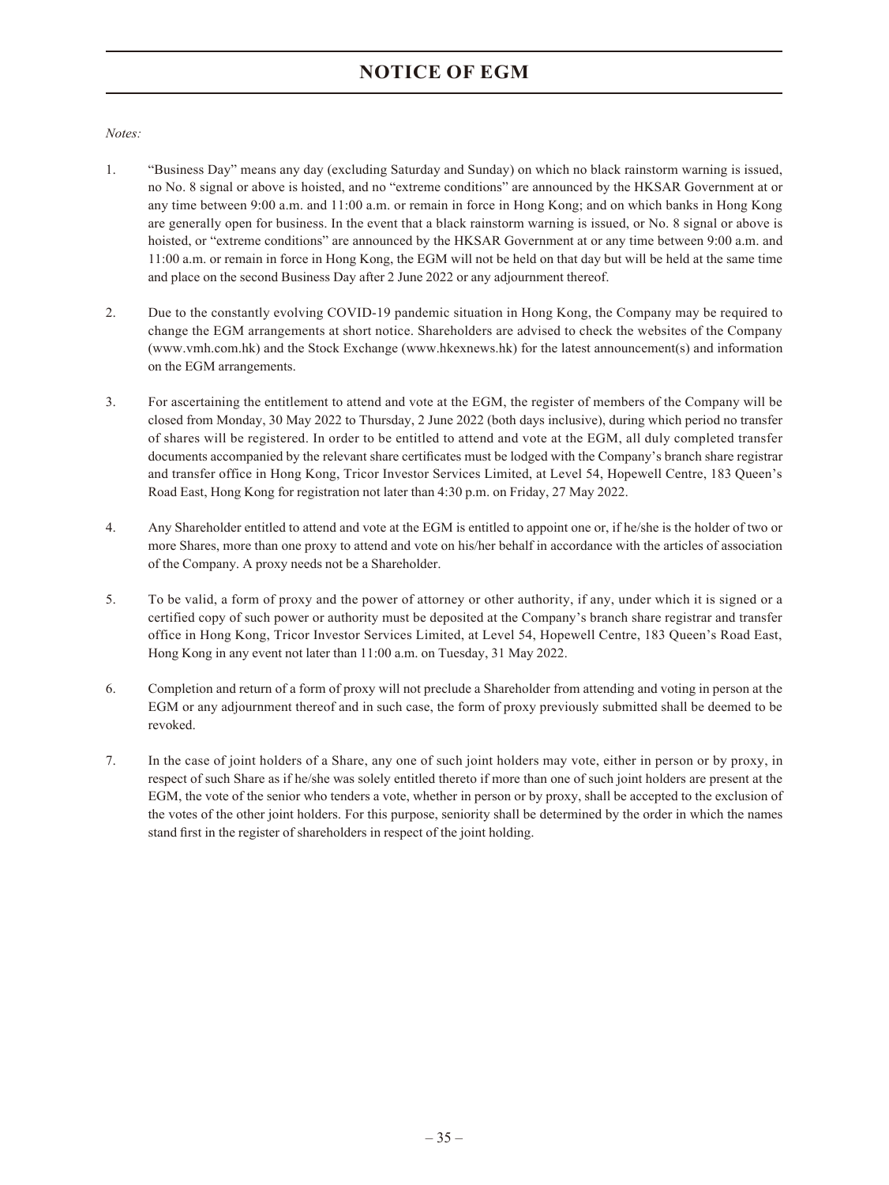# NOTICE OF EGM

*Notes:*

1. "Business Day" means any day (excluding Saturday and Sunday) on which no black rainstorm warning is issued, no No. 8 signal or above is hoisted, and no "extreme conditions" are announced by the HKSAR Government at or any time between 9:00 a.m. and 11:00 a.m. or remain in force in Hong Kong; and on which banks in Hong Kong are generally open for business. In the event that a black rainstorm warning is issued, or No. 8 signal or above is hoisted, or "extreme conditions" are announced by the HKSAR Government at or any time between 9:00 a.m. and 11:00 a.m. or remain in force in Hong Kong, the EGM will not be held on that day but will be held at the same time and place on the second Business Day after 2 June 2022 or any adjournment thereof.

2. Due to the constantly evolving COVID-19 pandemic situation in Hong Kong, the Company may be required to change the EGM arrangements at short notice. Shareholders are advised to check the websites of the Company (www.vmh.com.hk) and the Stock Exchange (www.hkexnews.hk) for the latest announcement(s) and information on the EGM arrangements.

3. For ascertaining the entitlement to attend and vote at the EGM, the register of members of the Company will be closed from Monday, 30 May 2022 to Thursday, 2 June 2022 (both days inclusive), during which period no transfer of shares will be registered. In order to be entitled to attend and vote at the EGM, all duly completed transfer documents accompanied by the relevant share certificates must be lodged with the Company's branch share registrar and transfer office in Hong Kong, Tricor Investor Services Limited, at Level 54, Hopewell Centre, 183 Queen's Road East, Hong Kong for registration not later than 4:30 p.m. on Friday, 27 May 2022.

4. Any Shareholder entitled to attend and vote at the EGM is entitled to appoint one or, if he/she is the holder of two or more Shares, more than one proxy to attend and vote on his/her behalf in accordance with the articles of association of the Company. A proxy needs not be a Shareholder.

5. To be valid, a form of proxy and the power of attorney or other authority, if any, under which it is signed or a certified copy of such power or authority must be deposited at the Company's branch share registrar and transfer office in Hong Kong, Tricor Investor Services Limited, at Level 54, Hopewell Centre, 183 Queen's Road East, Hong Kong in any event not later than 11:00 a.m. on Tuesday, 31 May 2022.

6. Completion and return of a form of proxy will not preclude a Shareholder from attending and voting in person at the EGM or any adjournment thereof and in such case, the form of proxy previously submitted shall be deemed to be revoked.

7. In the case of joint holders of a Share, any one of such joint holders may vote, either in person or by proxy, in respect of such Share as if he/she was solely entitled thereto if more than one of such joint holders are present at the EGM, the vote of the senior who tenders a vote, whether in person or by proxy, shall be accepted to the exclusion of the votes of the other joint holders. For this purpose, seniority shall be determined by the order in which the names stand first in the register of shareholders in respect of the joint holding.